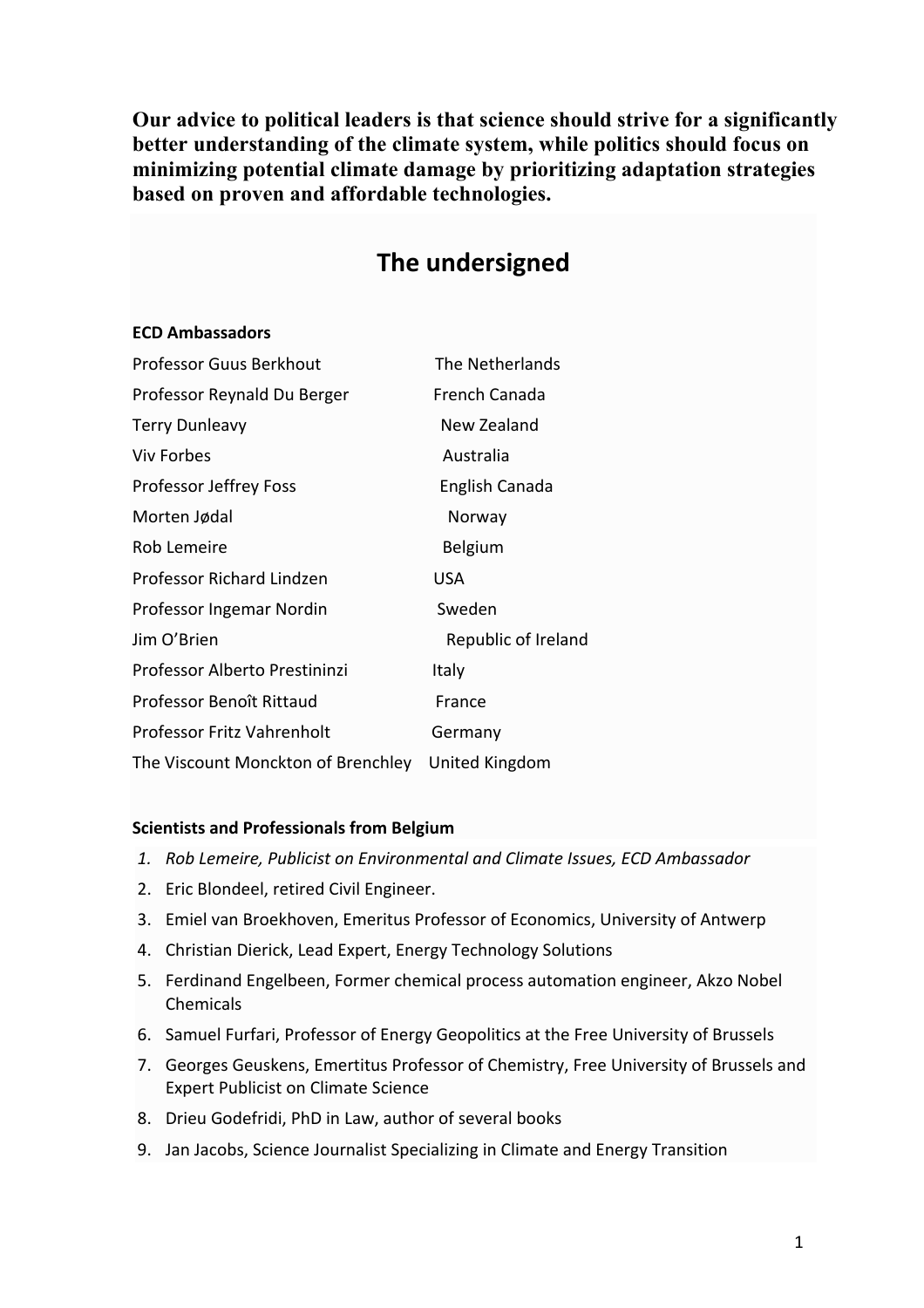**Our advice to political leaders is that science should strive for a significantly better understanding of the climate system, while politics should focus on minimizing potential climate damage by prioritizing adaptation strategies based on proven and affordable technologies.**

# The undersigned

### ECD Ambassadors

| | |
|---|---|
| Professor Guus Berkhout | The Netherlands |
| Professor Reynald Du Berger | French Canada |
| Terry Dunleavy | New Zealand |
| Viv Forbes | Australia |
| Professor Jeffrey Foss | English Canada |
| Morten Jødal | Norway |
| Rob Lemeire | Belgium |
| Professor Richard Lindzen | USA |
| Professor Ingemar Nordin | Sweden |
| Jim O'Brien | Republic of Ireland |
| Professor Alberto Prestininzi | Italy |
| Professor Benoît Rittaud | France |
| Professor Fritz Vahrenholt | Germany |
| The Viscount Monckton of Brenchley | United Kingdom |

### Scientists and Professionals from Belgium

1. *Rob Lemeire, Publicist on Environmental and Climate Issues, ECD Ambassador*
2. Eric Blondeel, retired Civil Engineer.
3. Emiel van Broekhoven, Emeritus Professor of Economics, University of Antwerp
4. Christian Dierick, Lead Expert, Energy Technology Solutions
5. Ferdinand Engelbeen, Former chemical process automation engineer, Akzo Nobel Chemicals
6. Samuel Furfari, Professor of Energy Geopolitics at the Free University of Brussels
7. Georges Geuskens, Emertitus Professor of Chemistry, Free University of Brussels and Expert Publicist on Climate Science
8. Drieu Godefridi, PhD in Law, author of several books
9. Jan Jacobs, Science Journalist Specializing in Climate and Energy Transition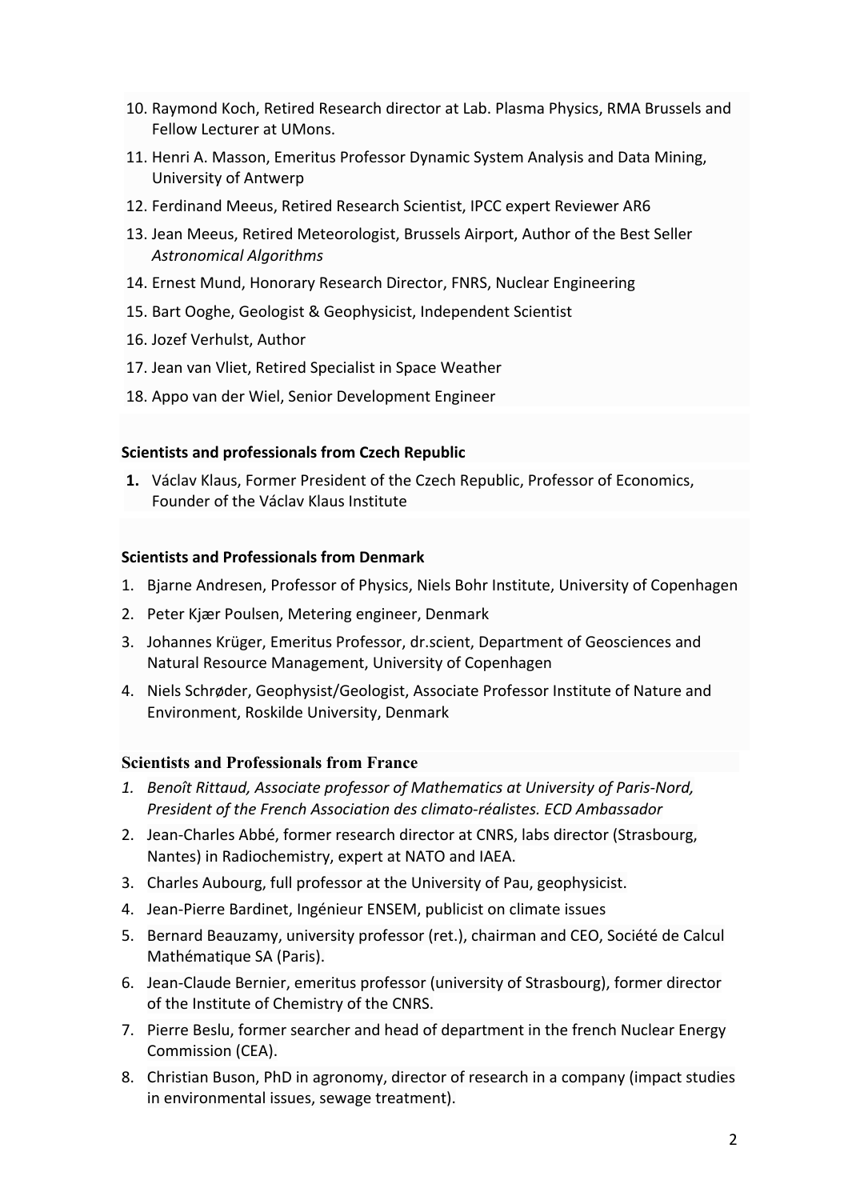10. Raymond Koch, Retired Research director at Lab. Plasma Physics, RMA Brussels and Fellow Lecturer at UMons.
11. Henri A. Masson, Emeritus Professor Dynamic System Analysis and Data Mining, University of Antwerp
12. Ferdinand Meeus, Retired Research Scientist, IPCC expert Reviewer AR6
13. Jean Meeus, Retired Meteorologist, Brussels Airport, Author of the Best Seller *Astronomical Algorithms*
14. Ernest Mund, Honorary Research Director, FNRS, Nuclear Engineering
15. Bart Ooghe, Geologist & Geophysicist, Independent Scientist
16. Jozef Verhulst, Author
17. Jean van Vliet, Retired Specialist in Space Weather
18. Appo van der Wiel, Senior Development Engineer

**Scientists and professionals from Czech Republic**

1. Václav Klaus, Former President of the Czech Republic, Professor of Economics, Founder of the Václav Klaus Institute

**Scientists and Professionals from Denmark**

1. Bjarne Andresen, Professor of Physics, Niels Bohr Institute, University of Copenhagen
2. Peter Kjær Poulsen, Metering engineer, Denmark
3. Johannes Krüger, Emeritus Professor, dr.scient, Department of Geosciences and Natural Resource Management, University of Copenhagen
4. Niels Schrøder, Geophysist/Geologist, Associate Professor Institute of Nature and Environment, Roskilde University, Denmark

**Scientists and Professionals from France**

1. *Benoît Rittaud, Associate professor of Mathematics at University of Paris-Nord, President of the French Association des climato-réalistes. ECD Ambassador*
2. Jean-Charles Abbé, former research director at CNRS, labs director (Strasbourg, Nantes) in Radiochemistry, expert at NATO and IAEA.
3. Charles Aubourg, full professor at the University of Pau, geophysicist.
4. Jean-Pierre Bardinet, Ingénieur ENSEM, publicist on climate issues
5. Bernard Beauzamy, university professor (ret.), chairman and CEO, Société de Calcul Mathématique SA (Paris).
6. Jean-Claude Bernier, emeritus professor (university of Strasbourg), former director of the Institute of Chemistry of the CNRS.
7. Pierre Beslu, former searcher and head of department in the french Nuclear Energy Commission (CEA).
8. Christian Buson, PhD in agronomy, director of research in a company (impact studies in environmental issues, sewage treatment).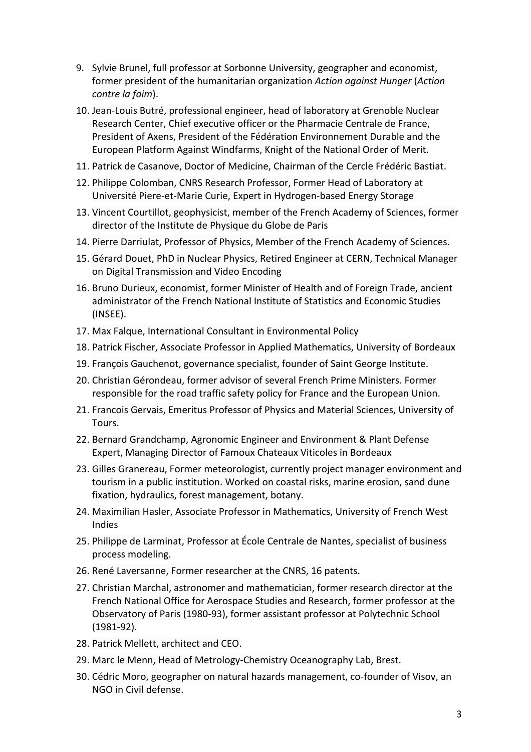9. Sylvie Brunel, full professor at Sorbonne University, geographer and economist, former president of the humanitarian organization *Action against Hunger* (*Action contre la faim*).
10. Jean-Louis Butré, professional engineer, head of laboratory at Grenoble Nuclear Research Center, Chief executive officer or the Pharmacie Centrale de France, President of Axens, President of the Fédération Environnement Durable and the European Platform Against Windfarms, Knight of the National Order of Merit.
11. Patrick de Casanove, Doctor of Medicine, Chairman of the Cercle Frédéric Bastiat.
12. Philippe Colomban, CNRS Research Professor, Former Head of Laboratory at Université Piere-et-Marie Curie, Expert in Hydrogen-based Energy Storage
13. Vincent Courtillot, geophysicist, member of the French Academy of Sciences, former director of the Institute de Physique du Globe de Paris
14. Pierre Darriulat, Professor of Physics, Member of the French Academy of Sciences.
15. Gérard Douet, PhD in Nuclear Physics, Retired Engineer at CERN, Technical Manager on Digital Transmission and Video Encoding
16. Bruno Durieux, economist, former Minister of Health and of Foreign Trade, ancient administrator of the French National Institute of Statistics and Economic Studies (INSEE).
17. Max Falque, International Consultant in Environmental Policy
18. Patrick Fischer, Associate Professor in Applied Mathematics, University of Bordeaux
19. François Gauchenot, governance specialist, founder of Saint George Institute.
20. Christian Gérondeau, former advisor of several French Prime Ministers. Former responsible for the road traffic safety policy for France and the European Union.
21. Francois Gervais, Emeritus Professor of Physics and Material Sciences, University of Tours.
22. Bernard Grandchamp, Agronomic Engineer and Environment & Plant Defense Expert, Managing Director of Famoux Chateaux Viticoles in Bordeaux
23. Gilles Granereau, Former meteorologist, currently project manager environment and tourism in a public institution. Worked on coastal risks, marine erosion, sand dune fixation, hydraulics, forest management, botany.
24. Maximilian Hasler, Associate Professor in Mathematics, University of French West Indies
25. Philippe de Larminat, Professor at École Centrale de Nantes, specialist of business process modeling.
26. René Laversanne, Former researcher at the CNRS, 16 patents.
27. Christian Marchal, astronomer and mathematician, former research director at the French National Office for Aerospace Studies and Research, former professor at the Observatory of Paris (1980-93), former assistant professor at Polytechnic School (1981-92).
28. Patrick Mellett, architect and CEO.
29. Marc le Menn, Head of Metrology-Chemistry Oceanography Lab, Brest.
30. Cédric Moro, geographer on natural hazards management, co-founder of Visov, an NGO in Civil defense.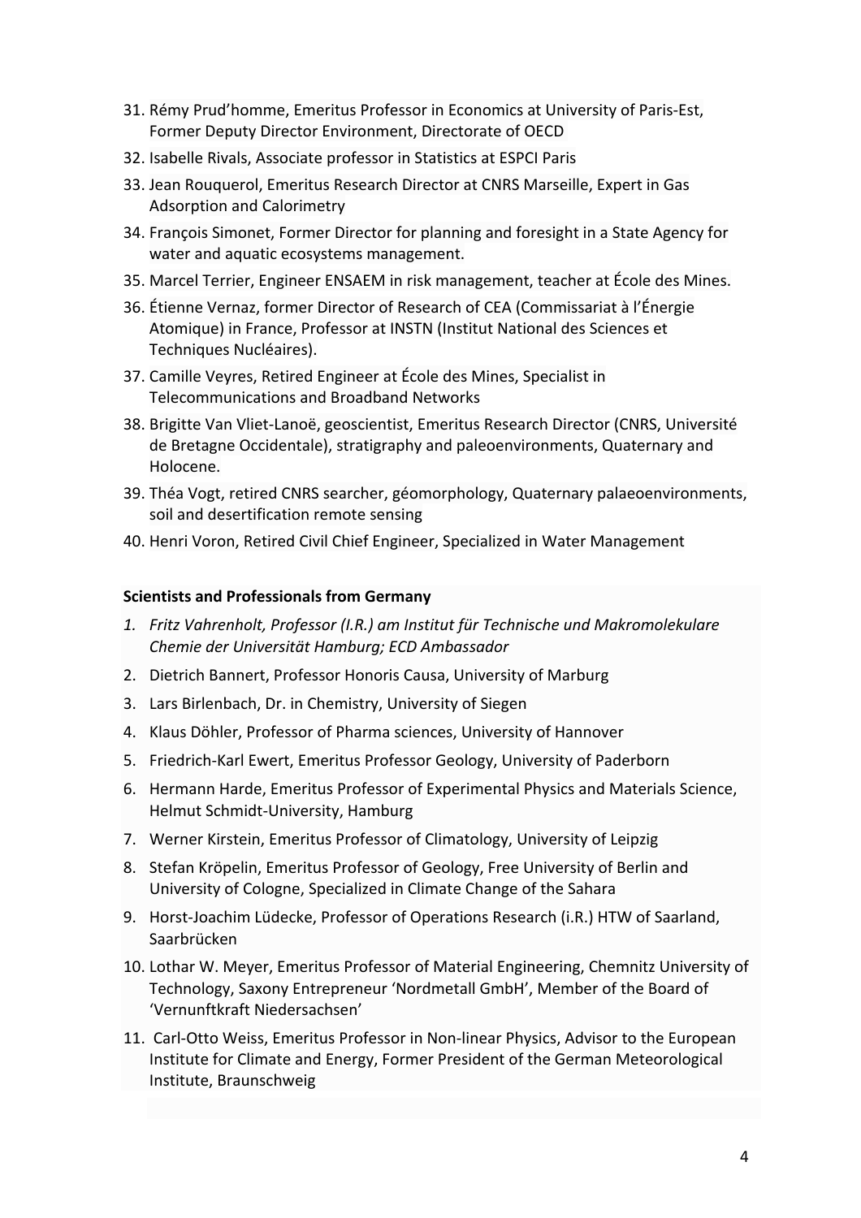31. Rémy Prud'homme, Emeritus Professor in Economics at University of Paris-Est, Former Deputy Director Environment, Directorate of OECD
32. Isabelle Rivals, Associate professor in Statistics at ESPCI Paris
33. Jean Rouquerol, Emeritus Research Director at CNRS Marseille, Expert in Gas Adsorption and Calorimetry
34. François Simonet, Former Director for planning and foresight in a State Agency for water and aquatic ecosystems management.
35. Marcel Terrier, Engineer ENSAEM in risk management, teacher at École des Mines.
36. Étienne Vernaz, former Director of Research of CEA (Commissariat à l'Énergie Atomique) in France, Professor at INSTN (Institut National des Sciences et Techniques Nucléaires).
37. Camille Veyres, Retired Engineer at École des Mines, Specialist in Telecommunications and Broadband Networks
38. Brigitte Van Vliet-Lanoë, geoscientist, Emeritus Research Director (CNRS, Université de Bretagne Occidentale), stratigraphy and paleoenvironments, Quaternary and Holocene.
39. Théa Vogt, retired CNRS searcher, géomorphology, Quaternary palaeoenvironments, soil and desertification remote sensing
40. Henri Voron, Retired Civil Chief Engineer, Specialized in Water Management

**Scientists and Professionals from Germany**

1. *Fritz Vahrenholt, Professor (I.R.) am Institut für Technische und Makromolekulare Chemie der Universität Hamburg; ECD Ambassador*
2. Dietrich Bannert, Professor Honoris Causa, University of Marburg
3. Lars Birlenbach, Dr. in Chemistry, University of Siegen
4. Klaus Döhler, Professor of Pharma sciences, University of Hannover
5. Friedrich-Karl Ewert, Emeritus Professor Geology, University of Paderborn
6. Hermann Harde, Emeritus Professor of Experimental Physics and Materials Science, Helmut Schmidt-University, Hamburg
7. Werner Kirstein, Emeritus Professor of Climatology, University of Leipzig
8. Stefan Kröpelin, Emeritus Professor of Geology, Free University of Berlin and University of Cologne, Specialized in Climate Change of the Sahara
9. Horst-Joachim Lüdecke, Professor of Operations Research (i.R.) HTW of Saarland, Saarbrücken
10. Lothar W. Meyer, Emeritus Professor of Material Engineering, Chemnitz University of Technology, Saxony Entrepreneur 'Nordmetall GmbH', Member of the Board of 'Vernunftkraft Niedersachsen'
11. Carl-Otto Weiss, Emeritus Professor in Non-linear Physics, Advisor to the European Institute for Climate and Energy, Former President of the German Meteorological Institute, Braunschweig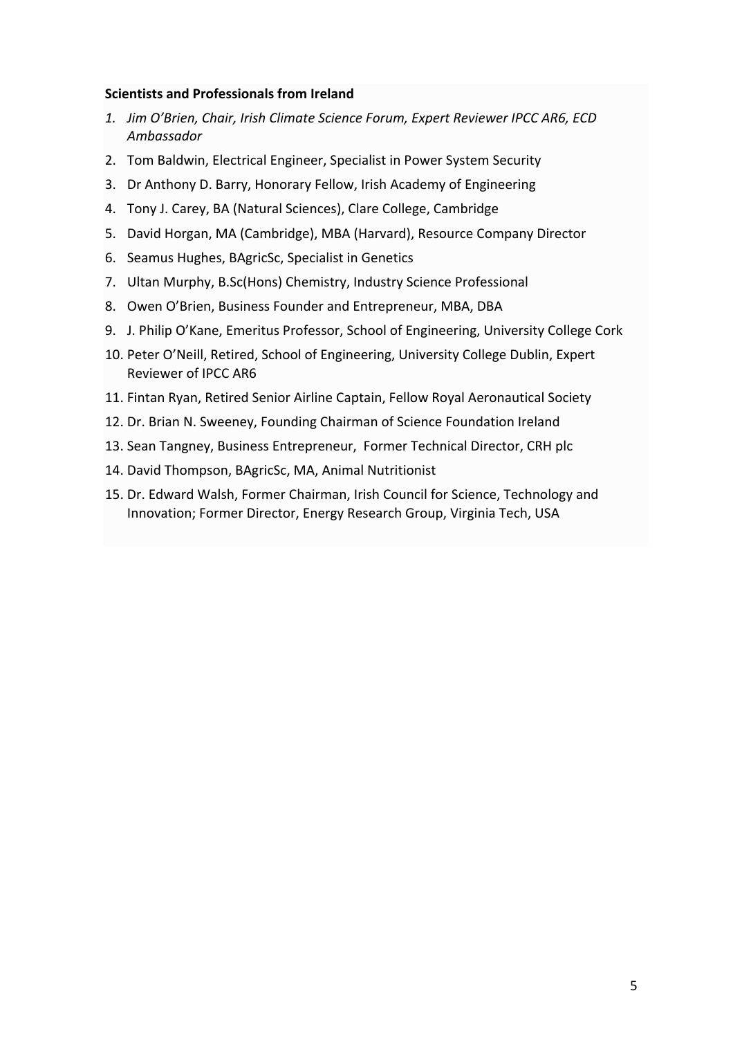**Scientists and Professionals from Ireland**

1. *Jim O'Brien, Chair, Irish Climate Science Forum, Expert Reviewer IPCC AR6, ECD Ambassador*
2. Tom Baldwin, Electrical Engineer, Specialist in Power System Security
3. Dr Anthony D. Barry, Honorary Fellow, Irish Academy of Engineering
4. Tony J. Carey, BA (Natural Sciences), Clare College, Cambridge
5. David Horgan, MA (Cambridge), MBA (Harvard), Resource Company Director
6. Seamus Hughes, BAgricSc, Specialist in Genetics
7. Ultan Murphy, B.Sc(Hons) Chemistry, Industry Science Professional
8. Owen O'Brien, Business Founder and Entrepreneur, MBA, DBA
9. J. Philip O'Kane, Emeritus Professor, School of Engineering, University College Cork
10. Peter O'Neill, Retired, School of Engineering, University College Dublin, Expert Reviewer of IPCC AR6
11. Fintan Ryan, Retired Senior Airline Captain, Fellow Royal Aeronautical Society
12. Dr. Brian N. Sweeney, Founding Chairman of Science Foundation Ireland
13. Sean Tangney, Business Entrepreneur, Former Technical Director, CRH plc
14. David Thompson, BAgricSc, MA, Animal Nutritionist
15. Dr. Edward Walsh, Former Chairman, Irish Council for Science, Technology and Innovation; Former Director, Energy Research Group, Virginia Tech, USA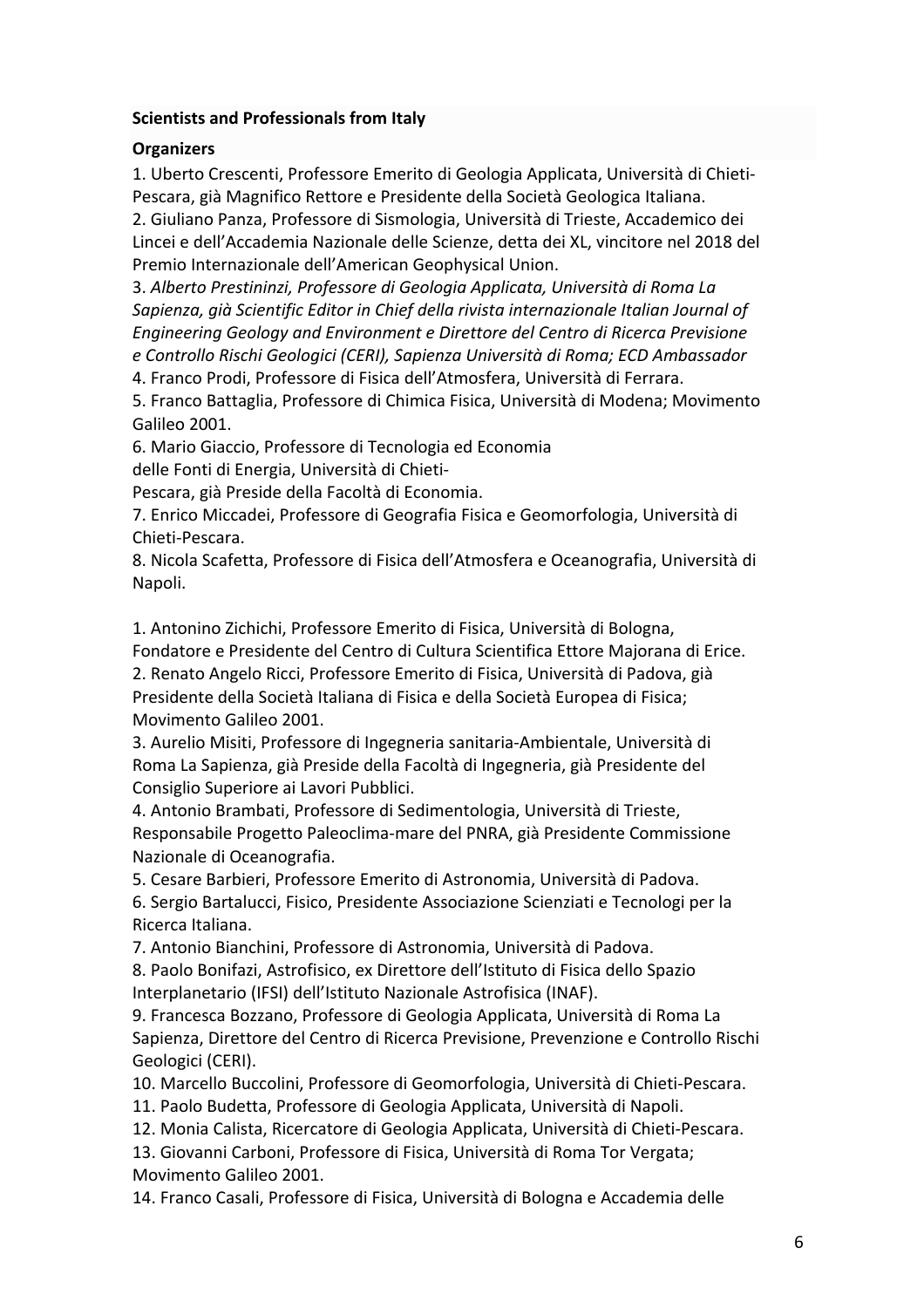**Scientists and Professionals from Italy**

**Organizers**

1. Uberto Crescenti, Professore Emerito di Geologia Applicata, Università di Chieti-Pescara, già Magnifico Rettore e Presidente della Società Geologica Italiana.
2. Giuliano Panza, Professore di Sismologia, Università di Trieste, Accademico dei Lincei e dell'Accademia Nazionale delle Scienze, detta dei XL, vincitore nel 2018 del Premio Internazionale dell'American Geophysical Union.
3. *Alberto Prestininzi, Professore di Geologia Applicata, Università di Roma La Sapienza, già Scientific Editor in Chief della rivista internazionale Italian Journal of Engineering Geology and Environment e Direttore del Centro di Ricerca Previsione e Controllo Rischi Geologici (CERI), Sapienza Università di Roma; ECD Ambassador*
4. Franco Prodi, Professore di Fisica dell'Atmosfera, Università di Ferrara.
5. Franco Battaglia, Professore di Chimica Fisica, Università di Modena; Movimento Galileo 2001.
6. Mario Giaccio, Professore di Tecnologia ed Economia delle Fonti di Energia, Università di Chieti-Pescara, già Preside della Facoltà di Economia.
7. Enrico Miccadei, Professore di Geografia Fisica e Geomorfologia, Università di Chieti-Pescara.
8. Nicola Scafetta, Professore di Fisica dell'Atmosfera e Oceanografia, Università di Napoli.

1. Antonino Zichichi, Professore Emerito di Fisica, Università di Bologna, Fondatore e Presidente del Centro di Cultura Scientifica Ettore Majorana di Erice.
2. Renato Angelo Ricci, Professore Emerito di Fisica, Università di Padova, già Presidente della Società Italiana di Fisica e della Società Europea di Fisica; Movimento Galileo 2001.
3. Aurelio Misiti, Professore di Ingegneria sanitaria-Ambientale, Università di Roma La Sapienza, già Preside della Facoltà di Ingegneria, già Presidente del Consiglio Superiore ai Lavori Pubblici.
4. Antonio Brambati, Professore di Sedimentologia, Università di Trieste, Responsabile Progetto Paleoclima-mare del PNRA, già Presidente Commissione Nazionale di Oceanografia.
5. Cesare Barbieri, Professore Emerito di Astronomia, Università di Padova.
6. Sergio Bartalucci, Fisico, Presidente Associazione Scienziati e Tecnologi per la Ricerca Italiana.
7. Antonio Bianchini, Professore di Astronomia, Università di Padova.
8. Paolo Bonifazi, Astrofisico, ex Direttore dell'Istituto di Fisica dello Spazio Interplanetario (IFSI) dell'Istituto Nazionale Astrofisica (INAF).
9. Francesca Bozzano, Professore di Geologia Applicata, Università di Roma La Sapienza, Direttore del Centro di Ricerca Previsione, Prevenzione e Controllo Rischi Geologici (CERI).
10. Marcello Buccolini, Professore di Geomorfologia, Università di Chieti-Pescara.
11. Paolo Budetta, Professore di Geologia Applicata, Università di Napoli.
12. Monia Calista, Ricercatore di Geologia Applicata, Università di Chieti-Pescara.
13. Giovanni Carboni, Professore di Fisica, Università di Roma Tor Vergata; Movimento Galileo 2001.
14. Franco Casali, Professore di Fisica, Università di Bologna e Accademia delle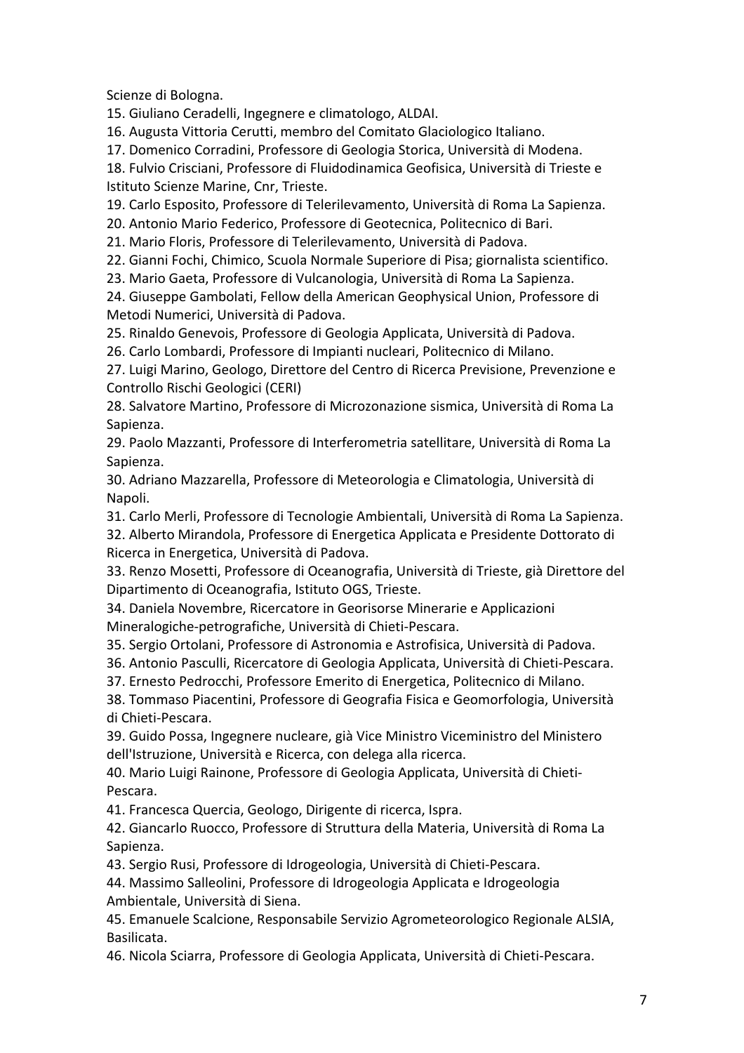Scienze di Bologna.

15. Giuliano Ceradelli, Ingegnere e climatologo, ALDAI.
16. Augusta Vittoria Cerutti, membro del Comitato Glaciologico Italiano.
17. Domenico Corradini, Professore di Geologia Storica, Università di Modena.
18. Fulvio Crisciani, Professore di Fluidodinamica Geofisica, Università di Trieste e Istituto Scienze Marine, Cnr, Trieste.
19. Carlo Esposito, Professore di Telerilevamento, Università di Roma La Sapienza.
20. Antonio Mario Federico, Professore di Geotecnica, Politecnico di Bari.
21. Mario Floris, Professore di Telerilevamento, Università di Padova.
22. Gianni Fochi, Chimico, Scuola Normale Superiore di Pisa; giornalista scientifico.
23. Mario Gaeta, Professore di Vulcanologia, Università di Roma La Sapienza.
24. Giuseppe Gambolati, Fellow della American Geophysical Union, Professore di Metodi Numerici, Università di Padova.
25. Rinaldo Genevois, Professore di Geologia Applicata, Università di Padova.
26. Carlo Lombardi, Professore di Impianti nucleari, Politecnico di Milano.
27. Luigi Marino, Geologo, Direttore del Centro di Ricerca Previsione, Prevenzione e Controllo Rischi Geologici (CERI)
28. Salvatore Martino, Professore di Microzonazione sismica, Università di Roma La Sapienza.
29. Paolo Mazzanti, Professore di Interferometria satellitare, Università di Roma La Sapienza.
30. Adriano Mazzarella, Professore di Meteorologia e Climatologia, Università di Napoli.
31. Carlo Merli, Professore di Tecnologie Ambientali, Università di Roma La Sapienza.
32. Alberto Mirandola, Professore di Energetica Applicata e Presidente Dottorato di Ricerca in Energetica, Università di Padova.
33. Renzo Mosetti, Professore di Oceanografia, Università di Trieste, già Direttore del Dipartimento di Oceanografia, Istituto OGS, Trieste.
34. Daniela Novembre, Ricercatore in Georisorse Minerarie e Applicazioni Mineralogiche-petrografiche, Università di Chieti-Pescara.
35. Sergio Ortolani, Professore di Astronomia e Astrofisica, Università di Padova.
36. Antonio Pasculli, Ricercatore di Geologia Applicata, Università di Chieti-Pescara.
37. Ernesto Pedrocchi, Professore Emerito di Energetica, Politecnico di Milano.
38. Tommaso Piacentini, Professore di Geografia Fisica e Geomorfologia, Università di Chieti-Pescara.
39. Guido Possa, Ingegnere nucleare, già Vice Ministro Viceministro del Ministero dell'Istruzione, Università e Ricerca, con delega alla ricerca.
40. Mario Luigi Rainone, Professore di Geologia Applicata, Università di Chieti-Pescara.
41. Francesca Quercia, Geologo, Dirigente di ricerca, Ispra.
42. Giancarlo Ruocco, Professore di Struttura della Materia, Università di Roma La Sapienza.
43. Sergio Rusi, Professore di Idrogeologia, Università di Chieti-Pescara.
44. Massimo Salleolini, Professore di Idrogeologia Applicata e Idrogeologia Ambientale, Università di Siena.
45. Emanuele Scalcione, Responsabile Servizio Agrometeorologico Regionale ALSIA, Basilicata.
46. Nicola Sciarra, Professore di Geologia Applicata, Università di Chieti-Pescara.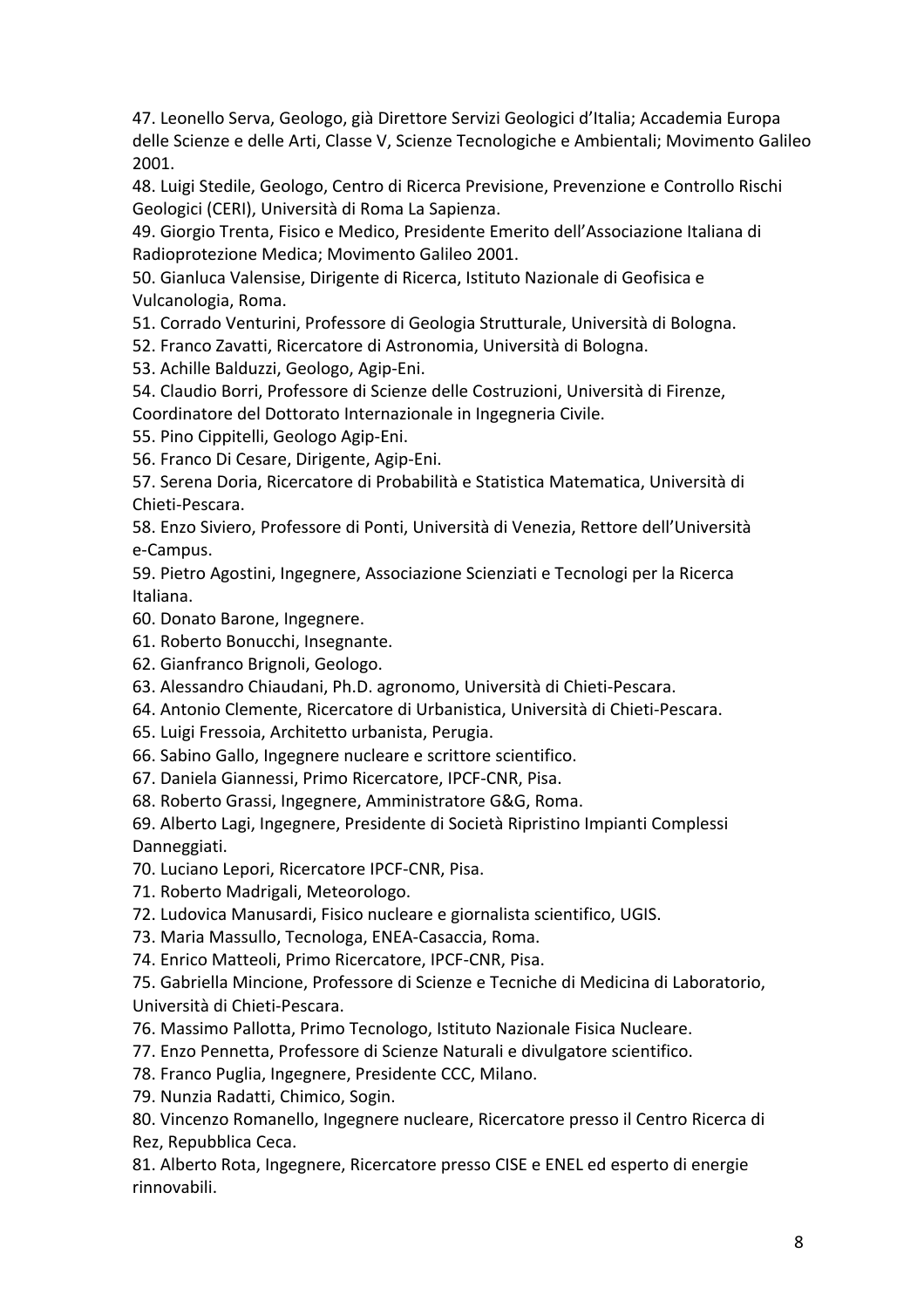47. Leonello Serva, Geologo, già Direttore Servizi Geologici d'Italia; Accademia Europa delle Scienze e delle Arti, Classe V, Scienze Tecnologiche e Ambientali; Movimento Galileo 2001.
48. Luigi Stedile, Geologo, Centro di Ricerca Previsione, Prevenzione e Controllo Rischi Geologici (CERI), Università di Roma La Sapienza.
49. Giorgio Trenta, Fisico e Medico, Presidente Emerito dell'Associazione Italiana di Radioprotezione Medica; Movimento Galileo 2001.
50. Gianluca Valensise, Dirigente di Ricerca, Istituto Nazionale di Geofisica e Vulcanologia, Roma.
51. Corrado Venturini, Professore di Geologia Strutturale, Università di Bologna.
52. Franco Zavatti, Ricercatore di Astronomia, Università di Bologna.
53. Achille Balduzzi, Geologo, Agip-Eni.
54. Claudio Borri, Professore di Scienze delle Costruzioni, Università di Firenze, Coordinatore del Dottorato Internazionale in Ingegneria Civile.
55. Pino Cippitelli, Geologo Agip-Eni.
56. Franco Di Cesare, Dirigente, Agip-Eni.
57. Serena Doria, Ricercatore di Probabilità e Statistica Matematica, Università di Chieti-Pescara.
58. Enzo Siviero, Professore di Ponti, Università di Venezia, Rettore dell'Università e-Campus.
59. Pietro Agostini, Ingegnere, Associazione Scienziati e Tecnologi per la Ricerca Italiana.
60. Donato Barone, Ingegnere.
61. Roberto Bonucchi, Insegnante.
62. Gianfranco Brignoli, Geologo.
63. Alessandro Chiaudani, Ph.D. agronomo, Università di Chieti-Pescara.
64. Antonio Clemente, Ricercatore di Urbanistica, Università di Chieti-Pescara.
65. Luigi Fressoia, Architetto urbanista, Perugia.
66. Sabino Gallo, Ingegnere nucleare e scrittore scientifico.
67. Daniela Giannessi, Primo Ricercatore, IPCF-CNR, Pisa.
68. Roberto Grassi, Ingegnere, Amministratore G&G, Roma.
69. Alberto Lagi, Ingegnere, Presidente di Società Ripristino Impianti Complessi Danneggiati.
70. Luciano Lepori, Ricercatore IPCF-CNR, Pisa.
71. Roberto Madrigali, Meteorologo.
72. Ludovica Manusardi, Fisico nucleare e giornalista scientifico, UGIS.
73. Maria Massullo, Tecnologa, ENEA-Casaccia, Roma.
74. Enrico Matteoli, Primo Ricercatore, IPCF-CNR, Pisa.
75. Gabriella Mincione, Professore di Scienze e Tecniche di Medicina di Laboratorio, Università di Chieti-Pescara.
76. Massimo Pallotta, Primo Tecnologo, Istituto Nazionale Fisica Nucleare.
77. Enzo Pennetta, Professore di Scienze Naturali e divulgatore scientifico.
78. Franco Puglia, Ingegnere, Presidente CCC, Milano.
79. Nunzia Radatti, Chimico, Sogin.
80. Vincenzo Romanello, Ingegnere nucleare, Ricercatore presso il Centro Ricerca di Rez, Repubblica Ceca.
81. Alberto Rota, Ingegnere, Ricercatore presso CISE e ENEL ed esperto di energie rinnovabili.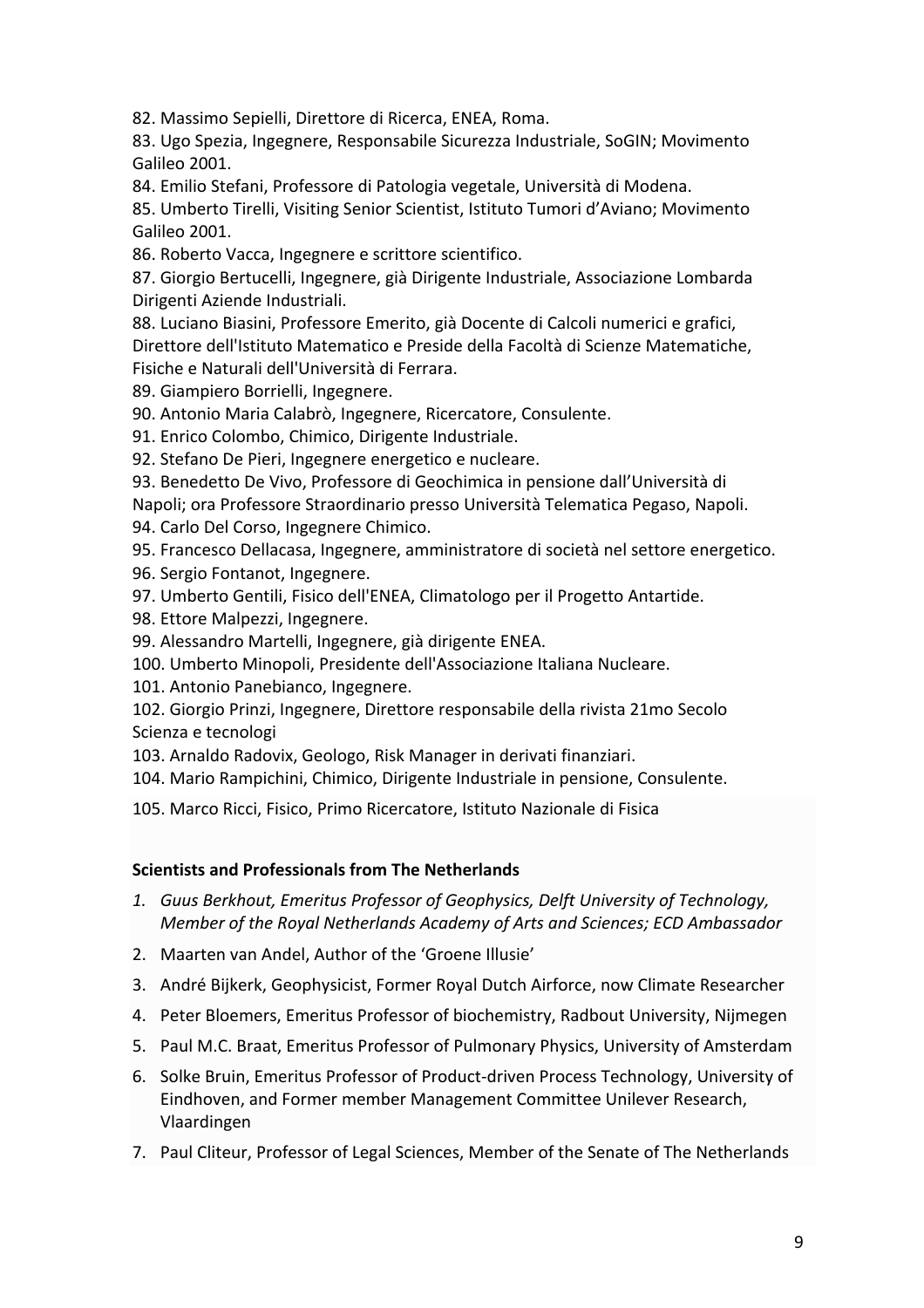82. Massimo Sepielli, Direttore di Ricerca, ENEA, Roma.
83. Ugo Spezia, Ingegnere, Responsabile Sicurezza Industriale, SoGIN; Movimento Galileo 2001.
84. Emilio Stefani, Professore di Patologia vegetale, Università di Modena.
85. Umberto Tirelli, Visiting Senior Scientist, Istituto Tumori d'Aviano; Movimento Galileo 2001.
86. Roberto Vacca, Ingegnere e scrittore scientifico.
87. Giorgio Bertucelli, Ingegnere, già Dirigente Industriale, Associazione Lombarda Dirigenti Aziende Industriali.
88. Luciano Biasini, Professore Emerito, già Docente di Calcoli numerici e grafici, Direttore dell'Istituto Matematico e Preside della Facoltà di Scienze Matematiche, Fisiche e Naturali dell'Università di Ferrara.
89. Giampiero Borrielli, Ingegnere.
90. Antonio Maria Calabrò, Ingegnere, Ricercatore, Consulente.
91. Enrico Colombo, Chimico, Dirigente Industriale.
92. Stefano De Pieri, Ingegnere energetico e nucleare.
93. Benedetto De Vivo, Professore di Geochimica in pensione dall'Università di Napoli; ora Professore Straordinario presso Università Telematica Pegaso, Napoli.
94. Carlo Del Corso, Ingegnere Chimico.
95. Francesco Dellacasa, Ingegnere, amministratore di società nel settore energetico.
96. Sergio Fontanot, Ingegnere.
97. Umberto Gentili, Fisico dell'ENEA, Climatologo per il Progetto Antartide.
98. Ettore Malpezzi, Ingegnere.
99. Alessandro Martelli, Ingegnere, già dirigente ENEA.
100. Umberto Minopoli, Presidente dell'Associazione Italiana Nucleare.
101. Antonio Panebianco, Ingegnere.
102. Giorgio Prinzi, Ingegnere, Direttore responsabile della rivista 21mo Secolo Scienza e tecnologi
103. Arnaldo Radovix, Geologo, Risk Manager in derivati finanziari.
104. Mario Rampichini, Chimico, Dirigente Industriale in pensione, Consulente.
105. Marco Ricci, Fisico, Primo Ricercatore, Istituto Nazionale di Fisica

**Scientists and Professionals from The Netherlands**

1. *Guus Berkhout, Emeritus Professor of Geophysics, Delft University of Technology, Member of the Royal Netherlands Academy of Arts and Sciences; ECD Ambassador*
2. Maarten van Andel, Author of the 'Groene Illusie'
3. André Bijkerk, Geophysicist, Former Royal Dutch Airforce, now Climate Researcher
4. Peter Bloemers, Emeritus Professor of biochemistry, Radbout University, Nijmegen
5. Paul M.C. Braat, Emeritus Professor of Pulmonary Physics, University of Amsterdam
6. Solke Bruin, Emeritus Professor of Product-driven Process Technology, University of Eindhoven, and Former member Management Committee Unilever Research, Vlaardingen
7. Paul Cliteur, Professor of Legal Sciences, Member of the Senate of The Netherlands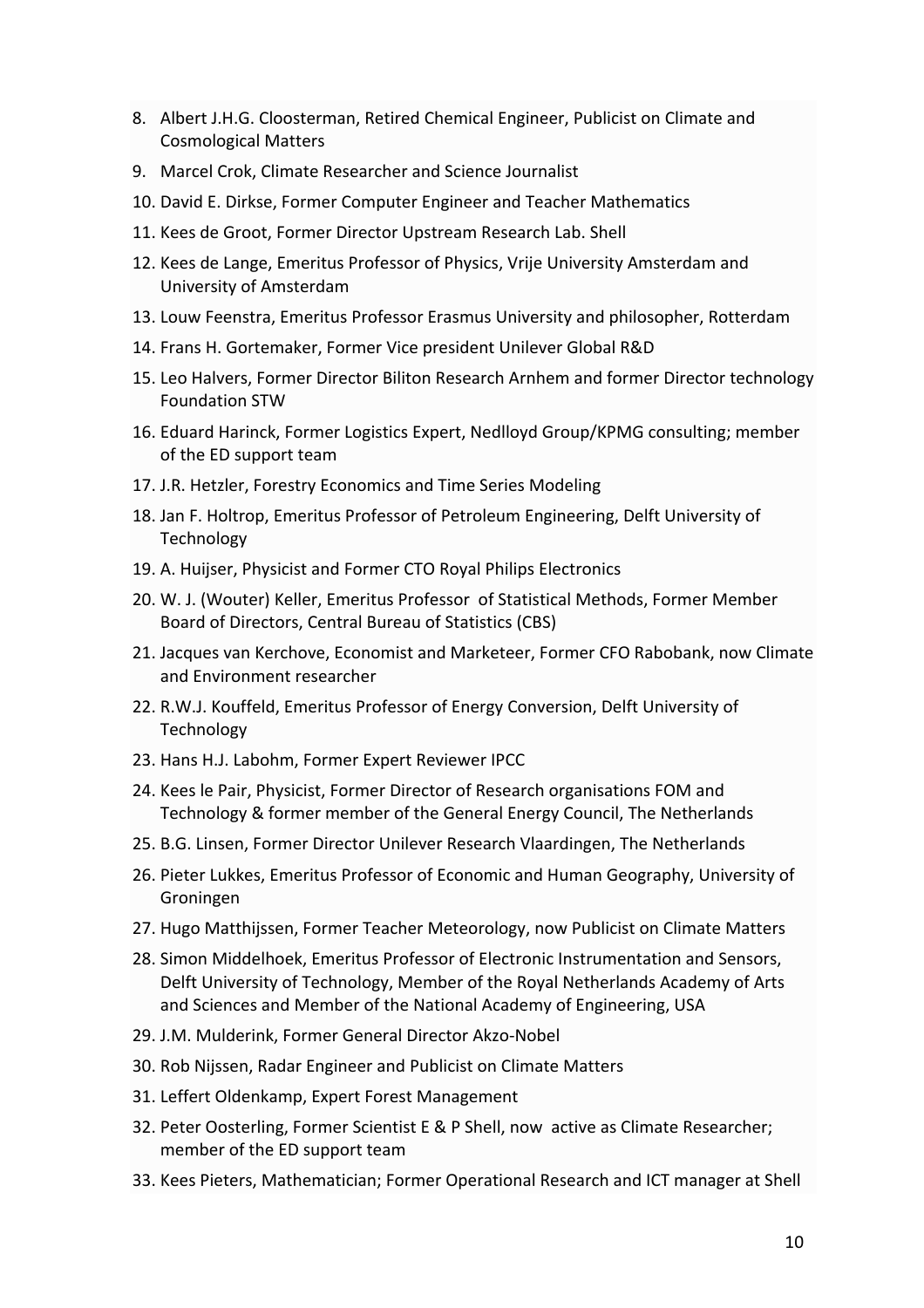8. Albert J.H.G. Cloosterman, Retired Chemical Engineer, Publicist on Climate and Cosmological Matters
9. Marcel Crok, Climate Researcher and Science Journalist
10. David E. Dirkse, Former Computer Engineer and Teacher Mathematics
11. Kees de Groot, Former Director Upstream Research Lab. Shell
12. Kees de Lange, Emeritus Professor of Physics, Vrije University Amsterdam and University of Amsterdam
13. Louw Feenstra, Emeritus Professor Erasmus University and philosopher, Rotterdam
14. Frans H. Gortemaker, Former Vice president Unilever Global R&D
15. Leo Halvers, Former Director Biliton Research Arnhem and former Director technology Foundation STW
16. Eduard Harinck, Former Logistics Expert, Nedlloyd Group/KPMG consulting; member of the ED support team
17. J.R. Hetzler, Forestry Economics and Time Series Modeling
18. Jan F. Holtrop, Emeritus Professor of Petroleum Engineering, Delft University of Technology
19. A. Huijser, Physicist and Former CTO Royal Philips Electronics
20. W. J. (Wouter) Keller, Emeritus Professor of Statistical Methods, Former Member Board of Directors, Central Bureau of Statistics (CBS)
21. Jacques van Kerchove, Economist and Marketeer, Former CFO Rabobank, now Climate and Environment researcher
22. R.W.J. Kouffeld, Emeritus Professor of Energy Conversion, Delft University of Technology
23. Hans H.J. Labohm, Former Expert Reviewer IPCC
24. Kees le Pair, Physicist, Former Director of Research organisations FOM and Technology & former member of the General Energy Council, The Netherlands
25. B.G. Linsen, Former Director Unilever Research Vlaardingen, The Netherlands
26. Pieter Lukkes, Emeritus Professor of Economic and Human Geography, University of Groningen
27. Hugo Matthijssen, Former Teacher Meteorology, now Publicist on Climate Matters
28. Simon Middelhoek, Emeritus Professor of Electronic Instrumentation and Sensors, Delft University of Technology, Member of the Royal Netherlands Academy of Arts and Sciences and Member of the National Academy of Engineering, USA
29. J.M. Mulderink, Former General Director Akzo-Nobel
30. Rob Nijssen, Radar Engineer and Publicist on Climate Matters
31. Leffert Oldenkamp, Expert Forest Management
32. Peter Oosterling, Former Scientist E & P Shell, now active as Climate Researcher; member of the ED support team
33. Kees Pieters, Mathematician; Former Operational Research and ICT manager at Shell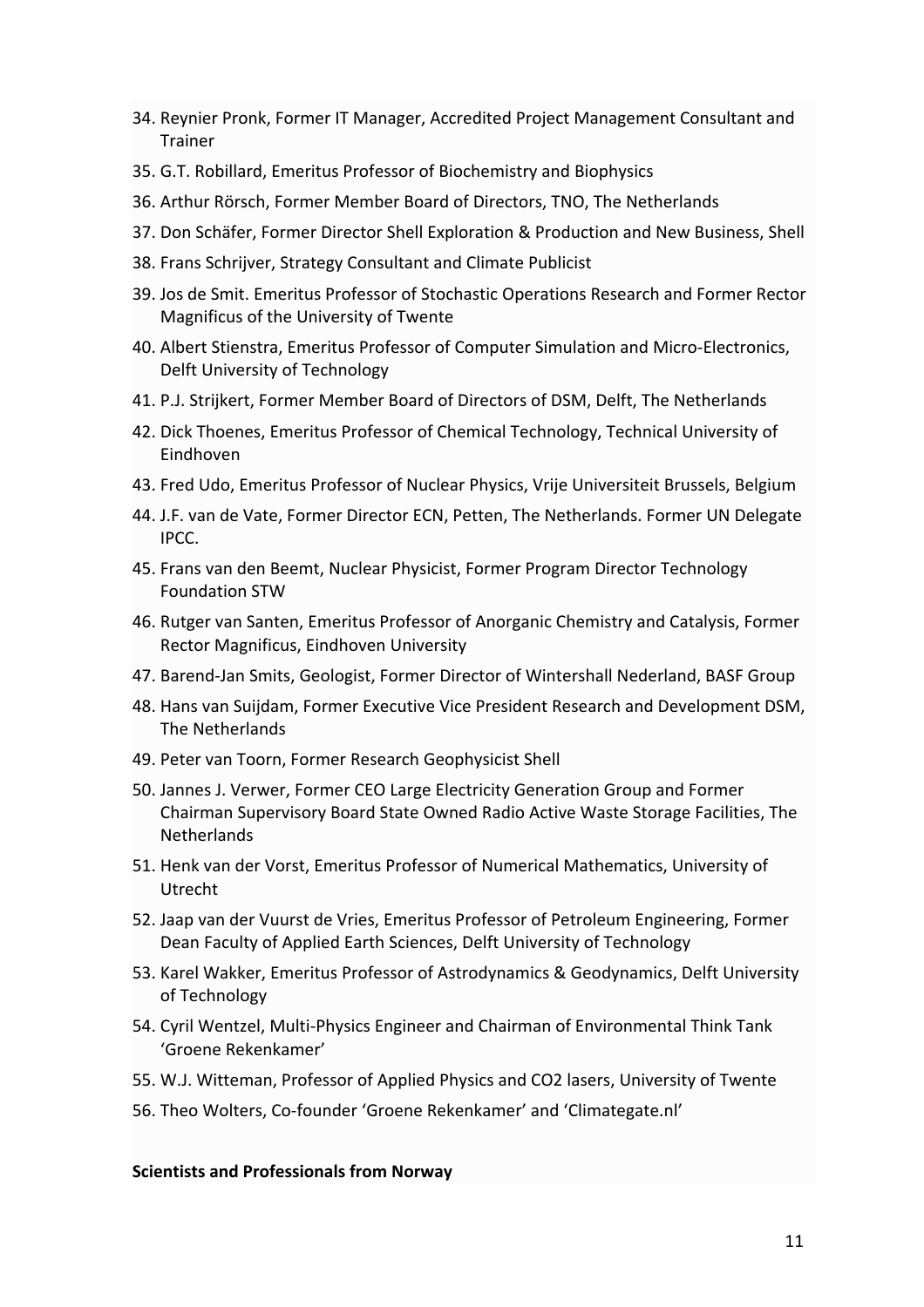34. Reynier Pronk, Former IT Manager, Accredited Project Management Consultant and Trainer
35. G.T. Robillard, Emeritus Professor of Biochemistry and Biophysics
36. Arthur Rörsch, Former Member Board of Directors, TNO, The Netherlands
37. Don Schäfer, Former Director Shell Exploration & Production and New Business, Shell
38. Frans Schrijver, Strategy Consultant and Climate Publicist
39. Jos de Smit. Emeritus Professor of Stochastic Operations Research and Former Rector Magnificus of the University of Twente
40. Albert Stienstra, Emeritus Professor of Computer Simulation and Micro-Electronics, Delft University of Technology
41. P.J. Strijkert, Former Member Board of Directors of DSM, Delft, The Netherlands
42. Dick Thoenes, Emeritus Professor of Chemical Technology, Technical University of Eindhoven
43. Fred Udo, Emeritus Professor of Nuclear Physics, Vrije Universiteit Brussels, Belgium
44. J.F. van de Vate, Former Director ECN, Petten, The Netherlands. Former UN Delegate IPCC.
45. Frans van den Beemt, Nuclear Physicist, Former Program Director Technology Foundation STW
46. Rutger van Santen, Emeritus Professor of Anorganic Chemistry and Catalysis, Former Rector Magnificus, Eindhoven University
47. Barend-Jan Smits, Geologist, Former Director of Wintershall Nederland, BASF Group
48. Hans van Suijdam, Former Executive Vice President Research and Development DSM, The Netherlands
49. Peter van Toorn, Former Research Geophysicist Shell
50. Jannes J. Verwer, Former CEO Large Electricity Generation Group and Former Chairman Supervisory Board State Owned Radio Active Waste Storage Facilities, The Netherlands
51. Henk van der Vorst, Emeritus Professor of Numerical Mathematics, University of Utrecht
52. Jaap van der Vuurst de Vries, Emeritus Professor of Petroleum Engineering, Former Dean Faculty of Applied Earth Sciences, Delft University of Technology
53. Karel Wakker, Emeritus Professor of Astrodynamics & Geodynamics, Delft University of Technology
54. Cyril Wentzel, Multi-Physics Engineer and Chairman of Environmental Think Tank 'Groene Rekenkamer'
55. W.J. Witteman, Professor of Applied Physics and CO2 lasers, University of Twente
56. Theo Wolters, Co-founder 'Groene Rekenkamer' and 'Climategate.nl'

**Scientists and Professionals from Norway**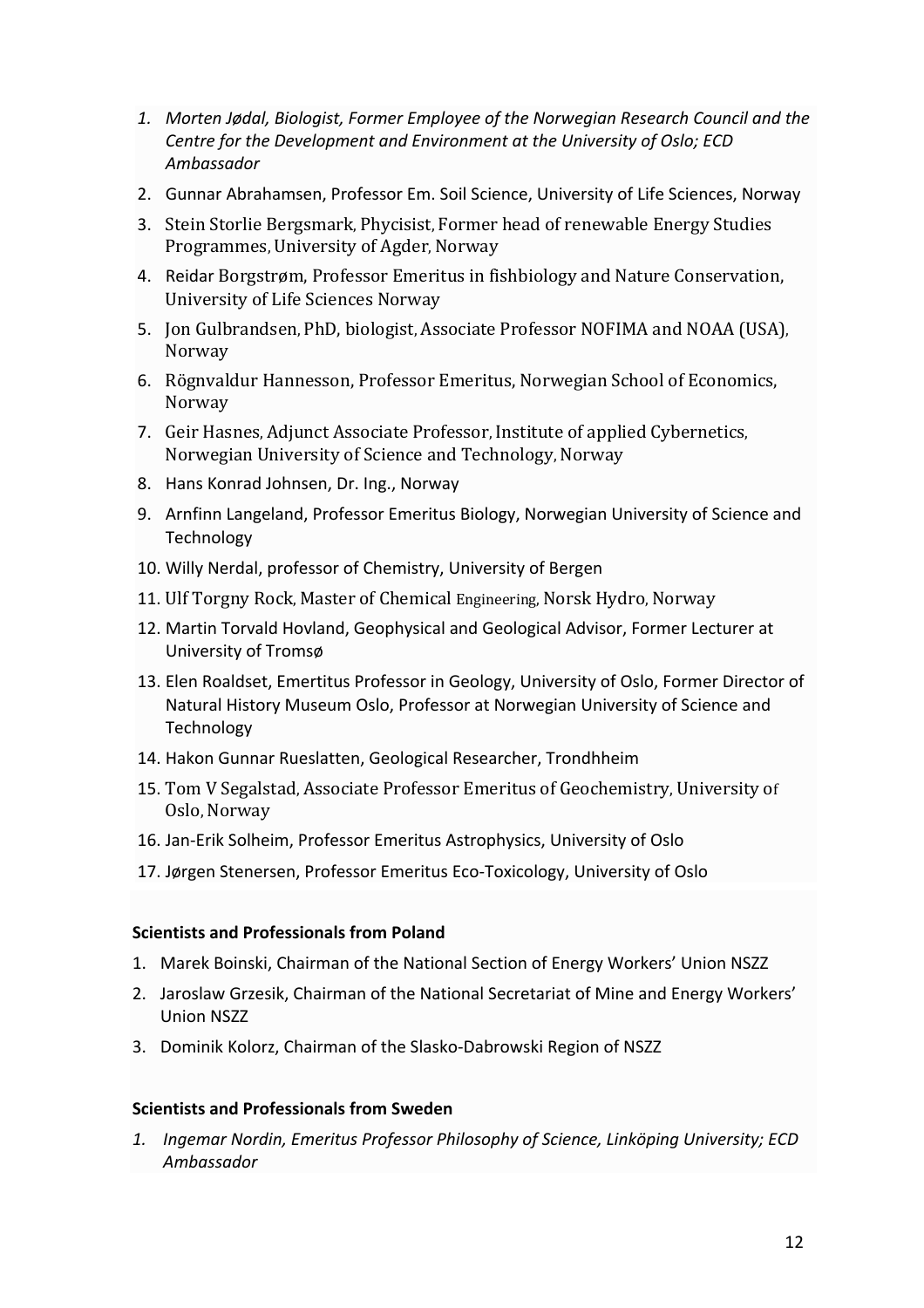1. *Morten Jødal, Biologist, Former Employee of the Norwegian Research Council and the Centre for the Development and Environment at the University of Oslo; ECD Ambassador*
2. Gunnar Abrahamsen, Professor Em. Soil Science, University of Life Sciences, Norway
3. Stein Storlie Bergsmark, Phycisist, Former head of renewable Energy Studies Programmes, University of Agder, Norway
4. Reidar Borgstrøm, Professor Emeritus in fishbiology and Nature Conservation, University of Life Sciences Norway
5. Jon Gulbrandsen, PhD, biologist, Associate Professor NOFIMA and NOAA (USA), Norway
6. Rögnvaldur Hannesson, Professor Emeritus, Norwegian School of Economics, Norway
7. Geir Hasnes, Adjunct Associate Professor, Institute of applied Cybernetics, Norwegian University of Science and Technology, Norway
8. Hans Konrad Johnsen, Dr. Ing., Norway
9. Arnfinn Langeland, Professor Emeritus Biology, Norwegian University of Science and Technology
10. Willy Nerdal, professor of Chemistry, University of Bergen
11. Ulf Torgny Rock, Master of Chemical Engineering, Norsk Hydro, Norway
12. Martin Torvald Hovland, Geophysical and Geological Advisor, Former Lecturer at University of Tromsø
13. Elen Roaldset, Emertitus Professor in Geology, University of Oslo, Former Director of Natural History Museum Oslo, Professor at Norwegian University of Science and Technology
14. Hakon Gunnar Rueslatten, Geological Researcher, Trondhheim
15. Tom V Segalstad, Associate Professor Emeritus of Geochemistry, University of Oslo, Norway
16. Jan-Erik Solheim, Professor Emeritus Astrophysics, University of Oslo
17. Jørgen Stenersen, Professor Emeritus Eco-Toxicology, University of Oslo

**Scientists and Professionals from Poland**

1. Marek Boinski, Chairman of the National Section of Energy Workers' Union NSZZ
2. Jaroslaw Grzesik, Chairman of the National Secretariat of Mine and Energy Workers' Union NSZZ
3. Dominik Kolorz, Chairman of the Slasko-Dabrowski Region of NSZZ

**Scientists and Professionals from Sweden**

1. *Ingemar Nordin, Emeritus Professor Philosophy of Science, Linköping University; ECD Ambassador*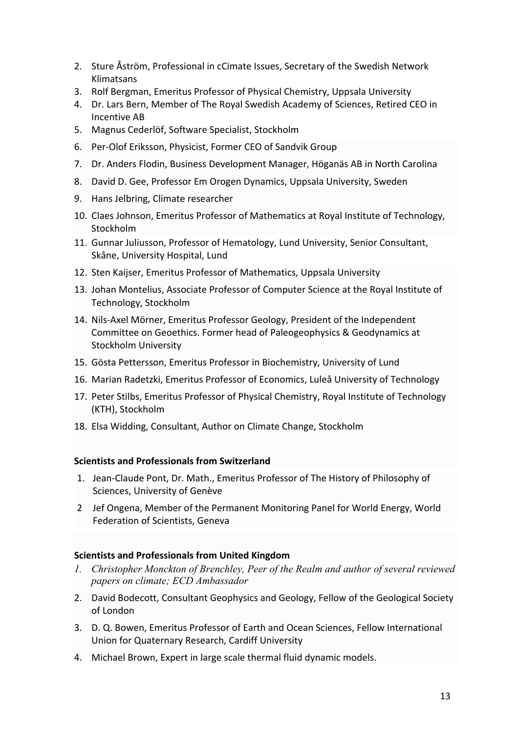2. Sture Åström, Professional in cCimate Issues, Secretary of the Swedish Network Klimatsans
3. Rolf Bergman, Emeritus Professor of Physical Chemistry, Uppsala University
4. Dr. Lars Bern, Member of The Royal Swedish Academy of Sciences, Retired CEO in Incentive AB
5. Magnus Cederlöf, Software Specialist, Stockholm
6. Per-Olof Eriksson, Physicist, Former CEO of Sandvik Group
7. Dr. Anders Flodin, Business Development Manager, Höganäs AB in North Carolina
8. David D. Gee, Professor Em Orogen Dynamics, Uppsala University, Sweden
9. Hans Jelbring, Climate researcher
10. Claes Johnson, Emeritus Professor of Mathematics at Royal Institute of Technology, Stockholm
11. Gunnar Juliusson, Professor of Hematology, Lund University, Senior Consultant, Skåne, University Hospital, Lund
12. Sten Kaijser, Emeritus Professor of Mathematics, Uppsala University
13. Johan Montelius, Associate Professor of Computer Science at the Royal Institute of Technology, Stockholm
14. Nils-Axel Mörner, Emeritus Professor Geology, President of the Independent Committee on Geoethics. Former head of Paleogeophysics & Geodynamics at Stockholm University
15. Gösta Pettersson, Emeritus Professor in Biochemistry, University of Lund
16. Marian Radetzki, Emeritus Professor of Economics, Luleå University of Technology
17. Peter Stilbs, Emeritus Professor of Physical Chemistry, Royal Institute of Technology (KTH), Stockholm
18. Elsa Widding, Consultant, Author on Climate Change, Stockholm

**Scientists and Professionals from Switzerland**

1. Jean-Claude Pont, Dr. Math., Emeritus Professor of The History of Philosophy of Sciences, University of Genève
2. Jef Ongena, Member of the Permanent Monitoring Panel for World Energy, World Federation of Scientists, Geneva

**Scientists and Professionals from United Kingdom**

1. *Christopher Monckton of Brenchley, Peer of the Realm and author of several reviewed papers on climate; ECD Ambassador*
2. David Bodecott, Consultant Geophysics and Geology, Fellow of the Geological Society of London
3. D. Q. Bowen, Emeritus Professor of Earth and Ocean Sciences, Fellow International Union for Quaternary Research, Cardiff University
4. Michael Brown, Expert in large scale thermal fluid dynamic models.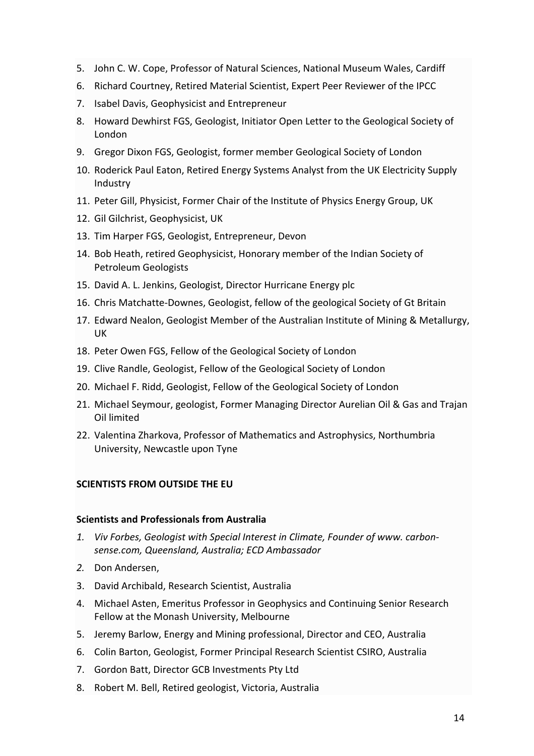5. John C. W. Cope, Professor of Natural Sciences, National Museum Wales, Cardiff
6. Richard Courtney, Retired Material Scientist, Expert Peer Reviewer of the IPCC
7. Isabel Davis, Geophysicist and Entrepreneur
8. Howard Dewhirst FGS, Geologist, Initiator Open Letter to the Geological Society of London
9. Gregor Dixon FGS, Geologist, former member Geological Society of London
10. Roderick Paul Eaton, Retired Energy Systems Analyst from the UK Electricity Supply Industry
11. Peter Gill, Physicist, Former Chair of the Institute of Physics Energy Group, UK
12. Gil Gilchrist, Geophysicist, UK
13. Tim Harper FGS, Geologist, Entrepreneur, Devon
14. Bob Heath, retired Geophysicist, Honorary member of the Indian Society of Petroleum Geologists
15. David A. L. Jenkins, Geologist, Director Hurricane Energy plc
16. Chris Matchatte-Downes, Geologist, fellow of the geological Society of Gt Britain
17. Edward Nealon, Geologist Member of the Australian Institute of Mining & Metallurgy, UK
18. Peter Owen FGS, Fellow of the Geological Society of London
19. Clive Randle, Geologist, Fellow of the Geological Society of London
20. Michael F. Ridd, Geologist, Fellow of the Geological Society of London
21. Michael Seymour, geologist, Former Managing Director Aurelian Oil & Gas and Trajan Oil limited
22. Valentina Zharkova, Professor of Mathematics and Astrophysics, Northumbria University, Newcastle upon Tyne

**SCIENTISTS FROM OUTSIDE THE EU**

**Scientists and Professionals from Australia**

1. *Viv Forbes, Geologist with Special Interest in Climate, Founder of www. carbon-sense.com, Queensland, Australia; ECD Ambassador*
2. Don Andersen,
3. David Archibald, Research Scientist, Australia
4. Michael Asten, Emeritus Professor in Geophysics and Continuing Senior Research Fellow at the Monash University, Melbourne
5. Jeremy Barlow, Energy and Mining professional, Director and CEO, Australia
6. Colin Barton, Geologist, Former Principal Research Scientist CSIRO, Australia
7. Gordon Batt, Director GCB Investments Pty Ltd
8. Robert M. Bell, Retired geologist, Victoria, Australia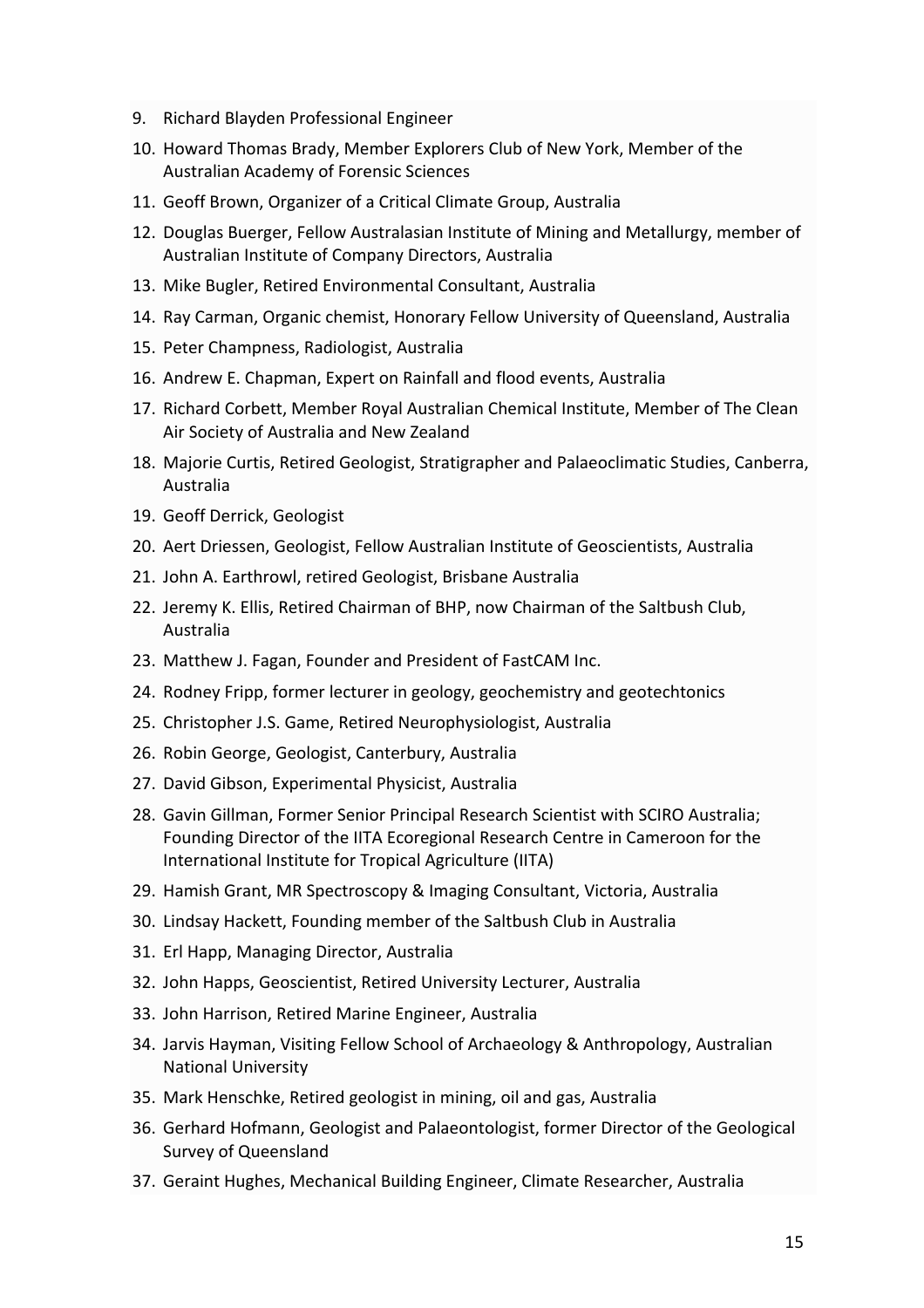9. Richard Blayden Professional Engineer
10. Howard Thomas Brady, Member Explorers Club of New York, Member of the Australian Academy of Forensic Sciences
11. Geoff Brown, Organizer of a Critical Climate Group, Australia
12. Douglas Buerger, Fellow Australasian Institute of Mining and Metallurgy, member of Australian Institute of Company Directors, Australia
13. Mike Bugler, Retired Environmental Consultant, Australia
14. Ray Carman, Organic chemist, Honorary Fellow University of Queensland, Australia
15. Peter Champness, Radiologist, Australia
16. Andrew E. Chapman, Expert on Rainfall and flood events, Australia
17. Richard Corbett, Member Royal Australian Chemical Institute, Member of The Clean Air Society of Australia and New Zealand
18. Majorie Curtis, Retired Geologist, Stratigrapher and Palaeoclimatic Studies, Canberra, Australia
19. Geoff Derrick, Geologist
20. Aert Driessen, Geologist, Fellow Australian Institute of Geoscientists, Australia
21. John A. Earthrowl, retired Geologist, Brisbane Australia
22. Jeremy K. Ellis, Retired Chairman of BHP, now Chairman of the Saltbush Club, Australia
23. Matthew J. Fagan, Founder and President of FastCAM Inc.
24. Rodney Fripp, former lecturer in geology, geochemistry and geotechtonics
25. Christopher J.S. Game, Retired Neurophysiologist, Australia
26. Robin George, Geologist, Canterbury, Australia
27. David Gibson, Experimental Physicist, Australia
28. Gavin Gillman, Former Senior Principal Research Scientist with SCIRO Australia; Founding Director of the IITA Ecoregional Research Centre in Cameroon for the International Institute for Tropical Agriculture (IITA)
29. Hamish Grant, MR Spectroscopy & Imaging Consultant, Victoria, Australia
30. Lindsay Hackett, Founding member of the Saltbush Club in Australia
31. Erl Happ, Managing Director, Australia
32. John Happs, Geoscientist, Retired University Lecturer, Australia
33. John Harrison, Retired Marine Engineer, Australia
34. Jarvis Hayman, Visiting Fellow School of Archaeology & Anthropology, Australian National University
35. Mark Henschke, Retired geologist in mining, oil and gas, Australia
36. Gerhard Hofmann, Geologist and Palaeontologist, former Director of the Geological Survey of Queensland
37. Geraint Hughes, Mechanical Building Engineer, Climate Researcher, Australia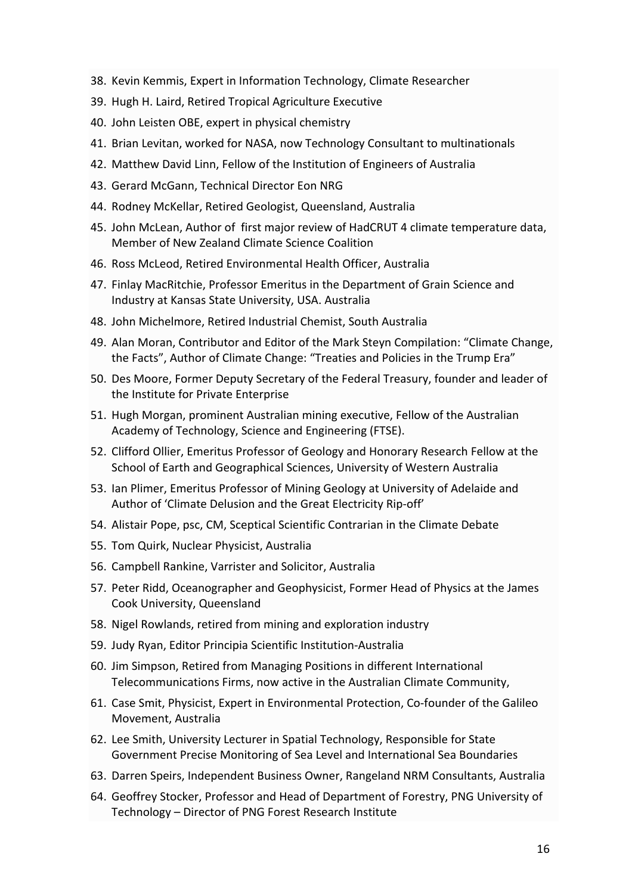38. Kevin Kemmis, Expert in Information Technology, Climate Researcher
39. Hugh H. Laird, Retired Tropical Agriculture Executive
40. John Leisten OBE, expert in physical chemistry
41. Brian Levitan, worked for NASA, now Technology Consultant to multinationals
42. Matthew David Linn, Fellow of the Institution of Engineers of Australia
43. Gerard McGann, Technical Director Eon NRG
44. Rodney McKellar, Retired Geologist, Queensland, Australia
45. John McLean, Author of first major review of HadCRUT 4 climate temperature data, Member of New Zealand Climate Science Coalition
46. Ross McLeod, Retired Environmental Health Officer, Australia
47. Finlay MacRitchie, Professor Emeritus in the Department of Grain Science and Industry at Kansas State University, USA. Australia
48. John Michelmore, Retired Industrial Chemist, South Australia
49. Alan Moran, Contributor and Editor of the Mark Steyn Compilation: "Climate Change, the Facts", Author of Climate Change: "Treaties and Policies in the Trump Era"
50. Des Moore, Former Deputy Secretary of the Federal Treasury, founder and leader of the Institute for Private Enterprise
51. Hugh Morgan, prominent Australian mining executive, Fellow of the Australian Academy of Technology, Science and Engineering (FTSE).
52. Clifford Ollier, Emeritus Professor of Geology and Honorary Research Fellow at the School of Earth and Geographical Sciences, University of Western Australia
53. Ian Plimer, Emeritus Professor of Mining Geology at University of Adelaide and Author of 'Climate Delusion and the Great Electricity Rip-off'
54. Alistair Pope, psc, CM, Sceptical Scientific Contrarian in the Climate Debate
55. Tom Quirk, Nuclear Physicist, Australia
56. Campbell Rankine, Varrister and Solicitor, Australia
57. Peter Ridd, Oceanographer and Geophysicist, Former Head of Physics at the James Cook University, Queensland
58. Nigel Rowlands, retired from mining and exploration industry
59. Judy Ryan, Editor Principia Scientific Institution-Australia
60. Jim Simpson, Retired from Managing Positions in different International Telecommunications Firms, now active in the Australian Climate Community,
61. Case Smit, Physicist, Expert in Environmental Protection, Co-founder of the Galileo Movement, Australia
62. Lee Smith, University Lecturer in Spatial Technology, Responsible for State Government Precise Monitoring of Sea Level and International Sea Boundaries
63. Darren Speirs, Independent Business Owner, Rangeland NRM Consultants, Australia
64. Geoffrey Stocker, Professor and Head of Department of Forestry, PNG University of Technology – Director of PNG Forest Research Institute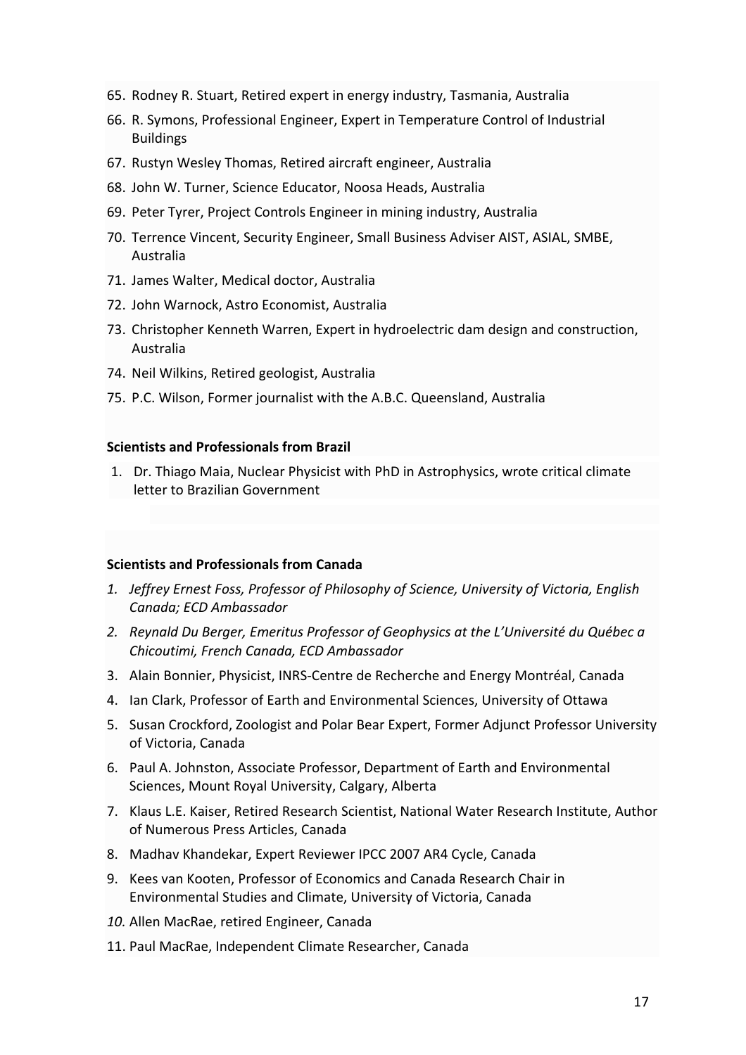65. Rodney R. Stuart, Retired expert in energy industry, Tasmania, Australia
66. R. Symons, Professional Engineer, Expert in Temperature Control of Industrial Buildings
67. Rustyn Wesley Thomas, Retired aircraft engineer, Australia
68. John W. Turner, Science Educator, Noosa Heads, Australia
69. Peter Tyrer, Project Controls Engineer in mining industry, Australia
70. Terrence Vincent, Security Engineer, Small Business Adviser AIST, ASIAL, SMBE, Australia
71. James Walter, Medical doctor, Australia
72. John Warnock, Astro Economist, Australia
73. Christopher Kenneth Warren, Expert in hydroelectric dam design and construction, Australia
74. Neil Wilkins, Retired geologist, Australia
75. P.C. Wilson, Former journalist with the A.B.C. Queensland, Australia

**Scientists and Professionals from Brazil**

1. Dr. Thiago Maia, Nuclear Physicist with PhD in Astrophysics, wrote critical climate letter to Brazilian Government

**Scientists and Professionals from Canada**

1. *Jeffrey Ernest Foss, Professor of Philosophy of Science, University of Victoria, English Canada; ECD Ambassador*
2. *Reynald Du Berger, Emeritus Professor of Geophysics at the L'Université du Québec a Chicoutimi, French Canada, ECD Ambassador*
3. Alain Bonnier, Physicist, INRS-Centre de Recherche and Energy Montréal, Canada
4. Ian Clark, Professor of Earth and Environmental Sciences, University of Ottawa
5. Susan Crockford, Zoologist and Polar Bear Expert, Former Adjunct Professor University of Victoria, Canada
6. Paul A. Johnston, Associate Professor, Department of Earth and Environmental Sciences, Mount Royal University, Calgary, Alberta
7. Klaus L.E. Kaiser, Retired Research Scientist, National Water Research Institute, Author of Numerous Press Articles, Canada
8. Madhav Khandekar, Expert Reviewer IPCC 2007 AR4 Cycle, Canada
9. Kees van Kooten, Professor of Economics and Canada Research Chair in Environmental Studies and Climate, University of Victoria, Canada
10. Allen MacRae, retired Engineer, Canada
11. Paul MacRae, Independent Climate Researcher, Canada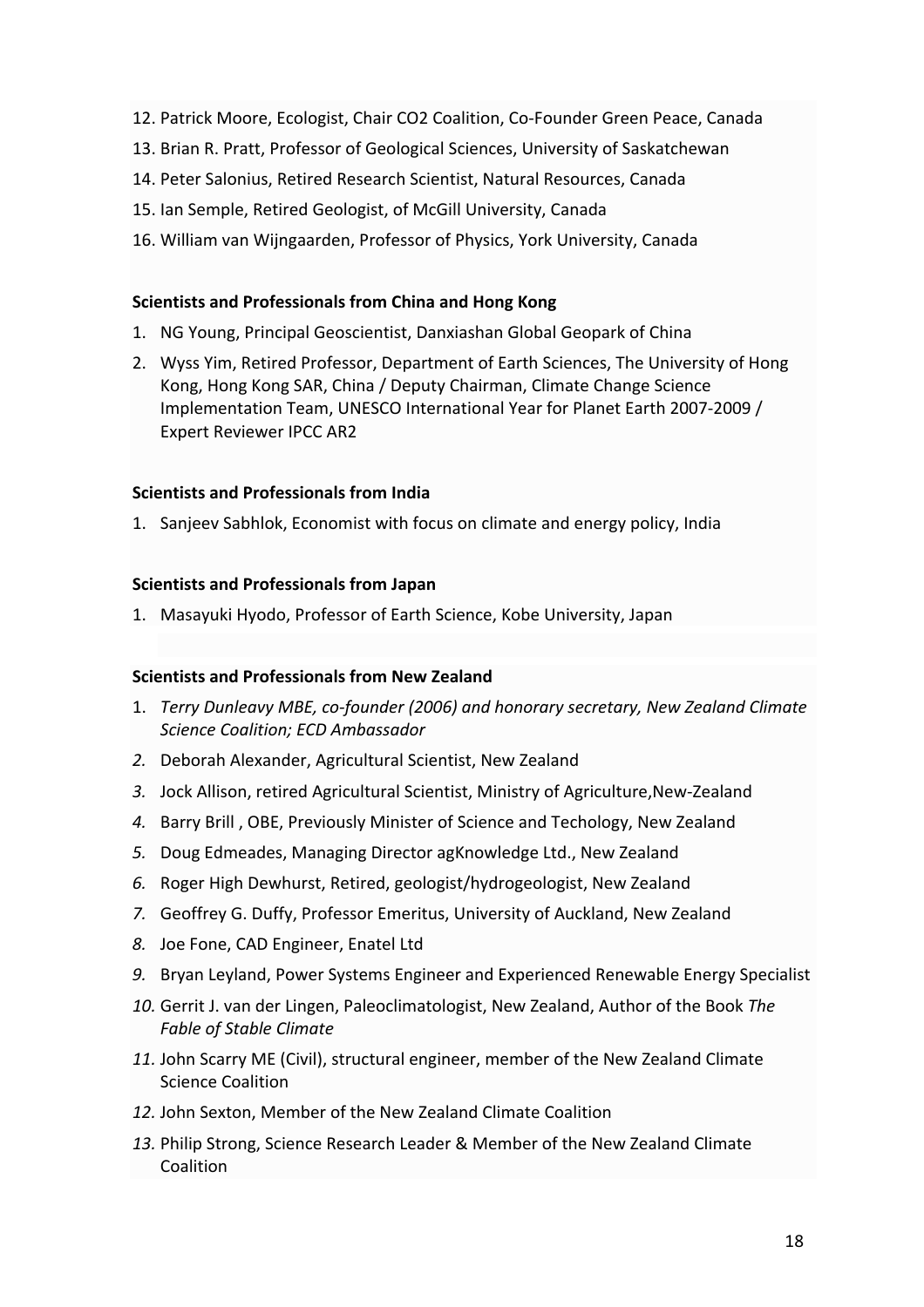12. Patrick Moore, Ecologist, Chair CO2 Coalition, Co-Founder Green Peace, Canada
13. Brian R. Pratt, Professor of Geological Sciences, University of Saskatchewan
14. Peter Salonius, Retired Research Scientist, Natural Resources, Canada
15. Ian Semple, Retired Geologist, of McGill University, Canada
16. William van Wijngaarden, Professor of Physics, York University, Canada

**Scientists and Professionals from China and Hong Kong**

1. NG Young, Principal Geoscientist, Danxiashan Global Geopark of China
2. Wyss Yim, Retired Professor, Department of Earth Sciences, The University of Hong Kong, Hong Kong SAR, China / Deputy Chairman, Climate Change Science Implementation Team, UNESCO International Year for Planet Earth 2007-2009 / Expert Reviewer IPCC AR2

**Scientists and Professionals from India**

1. Sanjeev Sabhlok, Economist with focus on climate and energy policy, India

**Scientists and Professionals from Japan**

1. Masayuki Hyodo, Professor of Earth Science, Kobe University, Japan

**Scientists and Professionals from New Zealand**

1. *Terry Dunleavy MBE, co-founder (2006) and honorary secretary, New Zealand Climate Science Coalition; ECD Ambassador*
2. Deborah Alexander, Agricultural Scientist, New Zealand
3. Jock Allison, retired Agricultural Scientist, Ministry of Agriculture,New-Zealand
4. Barry Brill , OBE, Previously Minister of Science and Techology, New Zealand
5. Doug Edmeades, Managing Director agKnowledge Ltd., New Zealand
6. Roger High Dewhurst, Retired, geologist/hydrogeologist, New Zealand
7. Geoffrey G. Duffy, Professor Emeritus, University of Auckland, New Zealand
8. Joe Fone, CAD Engineer, Enatel Ltd
9. Bryan Leyland, Power Systems Engineer and Experienced Renewable Energy Specialist
10. Gerrit J. van der Lingen, Paleoclimatologist, New Zealand, Author of the Book *The Fable of Stable Climate*
11. John Scarry ME (Civil), structural engineer, member of the New Zealand Climate Science Coalition
12. John Sexton, Member of the New Zealand Climate Coalition
13. Philip Strong, Science Research Leader & Member of the New Zealand Climate Coalition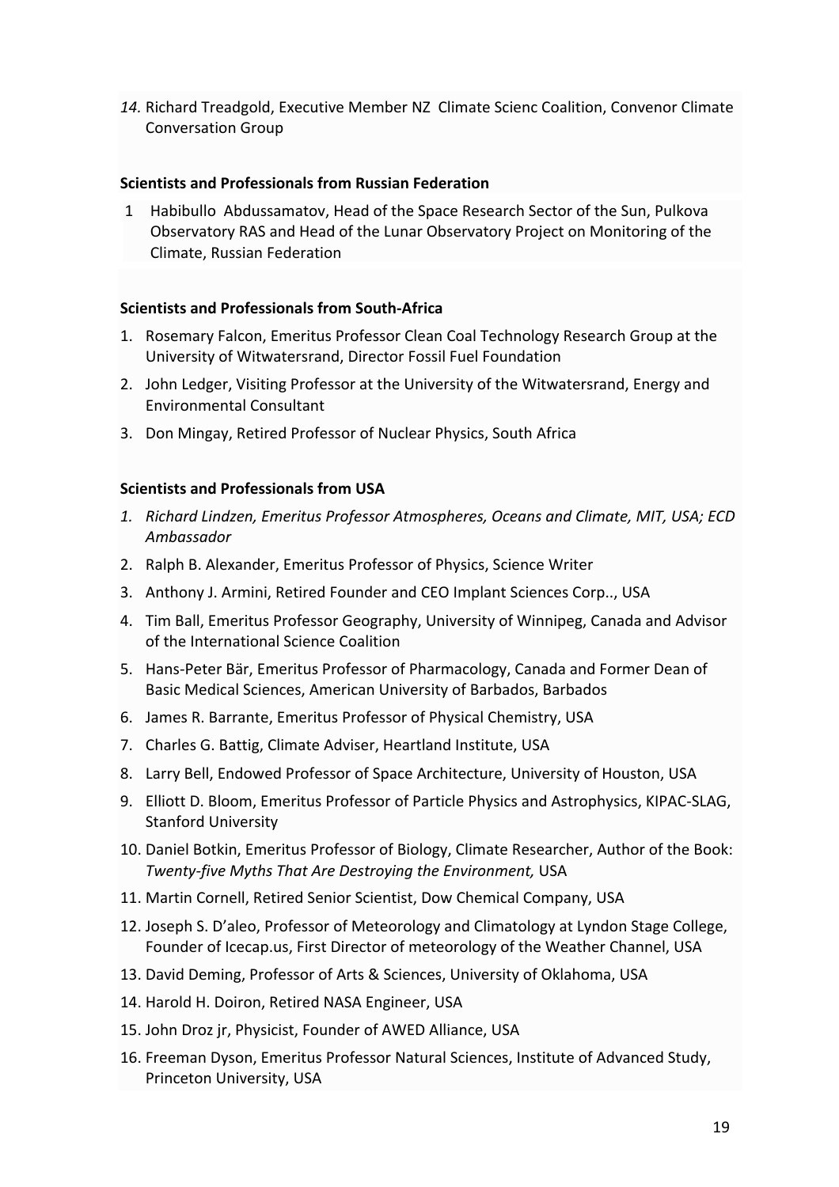*14.* Richard Treadgold, Executive Member NZ Climate Scienc Coalition, Convenor Climate Conversation Group

**Scientists and Professionals from Russian Federation**

1 Habibullo Abdussamatov, Head of the Space Research Sector of the Sun, Pulkova Observatory RAS and Head of the Lunar Observatory Project on Monitoring of the Climate, Russian Federation

**Scientists and Professionals from South-Africa**

1. Rosemary Falcon, Emeritus Professor Clean Coal Technology Research Group at the University of Witwatersrand, Director Fossil Fuel Foundation
2. John Ledger, Visiting Professor at the University of the Witwatersrand, Energy and Environmental Consultant
3. Don Mingay, Retired Professor of Nuclear Physics, South Africa

**Scientists and Professionals from USA**

1. *Richard Lindzen, Emeritus Professor Atmospheres, Oceans and Climate, MIT, USA; ECD Ambassador*
2. Ralph B. Alexander, Emeritus Professor of Physics, Science Writer
3. Anthony J. Armini, Retired Founder and CEO Implant Sciences Corp.., USA
4. Tim Ball, Emeritus Professor Geography, University of Winnipeg, Canada and Advisor of the International Science Coalition
5. Hans-Peter Bär, Emeritus Professor of Pharmacology, Canada and Former Dean of Basic Medical Sciences, American University of Barbados, Barbados
6. James R. Barrante, Emeritus Professor of Physical Chemistry, USA
7. Charles G. Battig, Climate Adviser, Heartland Institute, USA
8. Larry Bell, Endowed Professor of Space Architecture, University of Houston, USA
9. Elliott D. Bloom, Emeritus Professor of Particle Physics and Astrophysics, KIPAC-SLAG, Stanford University
10. Daniel Botkin, Emeritus Professor of Biology, Climate Researcher, Author of the Book: *Twenty-five Myths That Are Destroying the Environment,* USA
11. Martin Cornell, Retired Senior Scientist, Dow Chemical Company, USA
12. Joseph S. D'aleo, Professor of Meteorology and Climatology at Lyndon Stage College, Founder of Icecap.us, First Director of meteorology of the Weather Channel, USA
13. David Deming, Professor of Arts & Sciences, University of Oklahoma, USA
14. Harold H. Doiron, Retired NASA Engineer, USA
15. John Droz jr, Physicist, Founder of AWED Alliance, USA
16. Freeman Dyson, Emeritus Professor Natural Sciences, Institute of Advanced Study, Princeton University, USA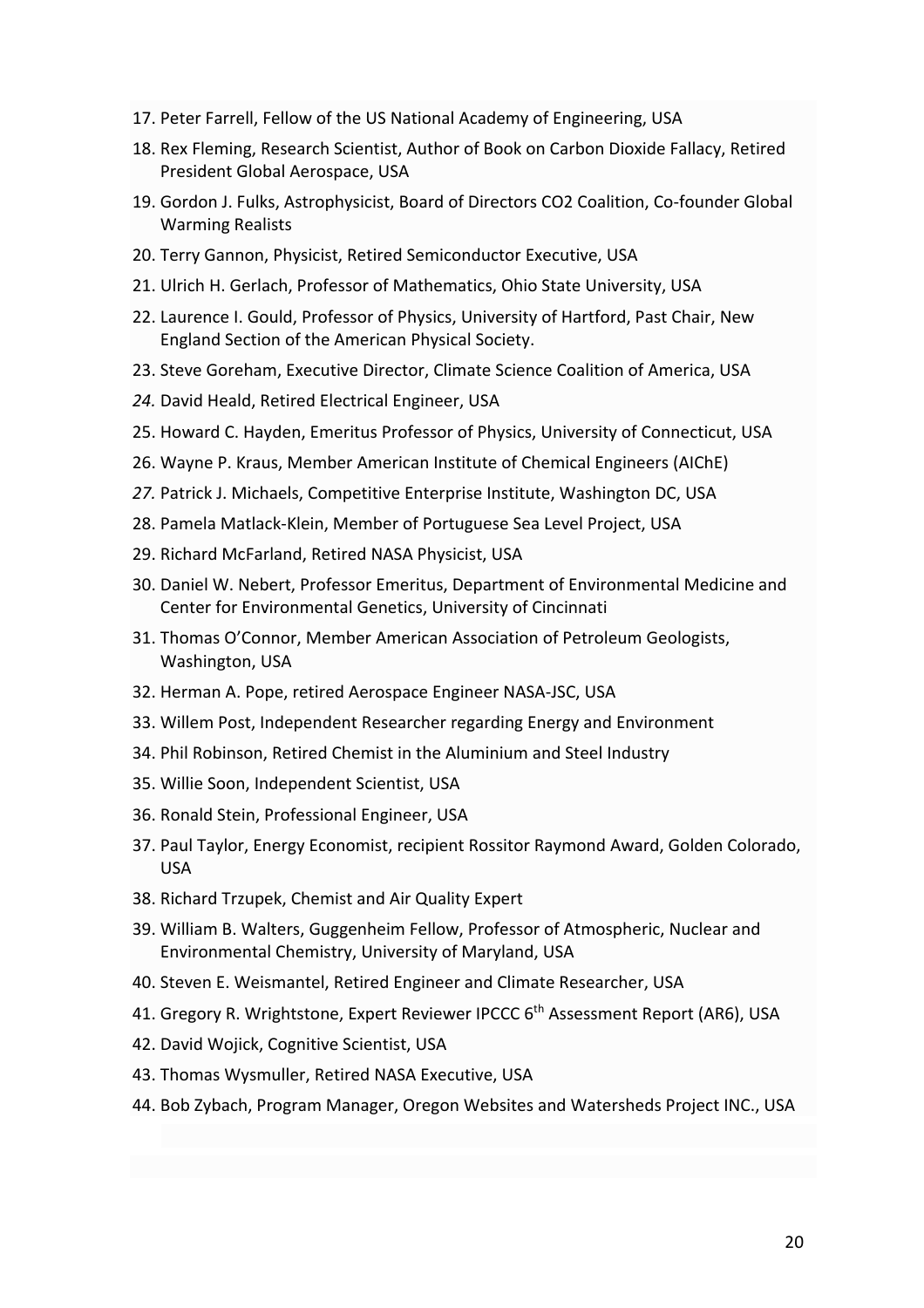17. Peter Farrell, Fellow of the US National Academy of Engineering, USA
18. Rex Fleming, Research Scientist, Author of Book on Carbon Dioxide Fallacy, Retired President Global Aerospace, USA
19. Gordon J. Fulks, Astrophysicist, Board of Directors CO2 Coalition, Co-founder Global Warming Realists
20. Terry Gannon, Physicist, Retired Semiconductor Executive, USA
21. Ulrich H. Gerlach, Professor of Mathematics, Ohio State University, USA
22. Laurence I. Gould, Professor of Physics, University of Hartford, Past Chair, New England Section of the American Physical Society.
23. Steve Goreham, Executive Director, Climate Science Coalition of America, USA
24. David Heald, Retired Electrical Engineer, USA
25. Howard C. Hayden, Emeritus Professor of Physics, University of Connecticut, USA
26. Wayne P. Kraus, Member American Institute of Chemical Engineers (AIChE)
27. Patrick J. Michaels, Competitive Enterprise Institute, Washington DC, USA
28. Pamela Matlack-Klein, Member of Portuguese Sea Level Project, USA
29. Richard McFarland, Retired NASA Physicist, USA
30. Daniel W. Nebert, Professor Emeritus, Department of Environmental Medicine and Center for Environmental Genetics, University of Cincinnati
31. Thomas O'Connor, Member American Association of Petroleum Geologists, Washington, USA
32. Herman A. Pope, retired Aerospace Engineer NASA-JSC, USA
33. Willem Post, Independent Researcher regarding Energy and Environment
34. Phil Robinson, Retired Chemist in the Aluminium and Steel Industry
35. Willie Soon, Independent Scientist, USA
36. Ronald Stein, Professional Engineer, USA
37. Paul Taylor, Energy Economist, recipient Rossitor Raymond Award, Golden Colorado, USA
38. Richard Trzupek, Chemist and Air Quality Expert
39. William B. Walters, Guggenheim Fellow, Professor of Atmospheric, Nuclear and Environmental Chemistry, University of Maryland, USA
40. Steven E. Weismantel, Retired Engineer and Climate Researcher, USA
41. Gregory R. Wrightstone, Expert Reviewer IPCCC 6th Assessment Report (AR6), USA
42. David Wojick, Cognitive Scientist, USA
43. Thomas Wysmuller, Retired NASA Executive, USA
44. Bob Zybach, Program Manager, Oregon Websites and Watersheds Project INC., USA